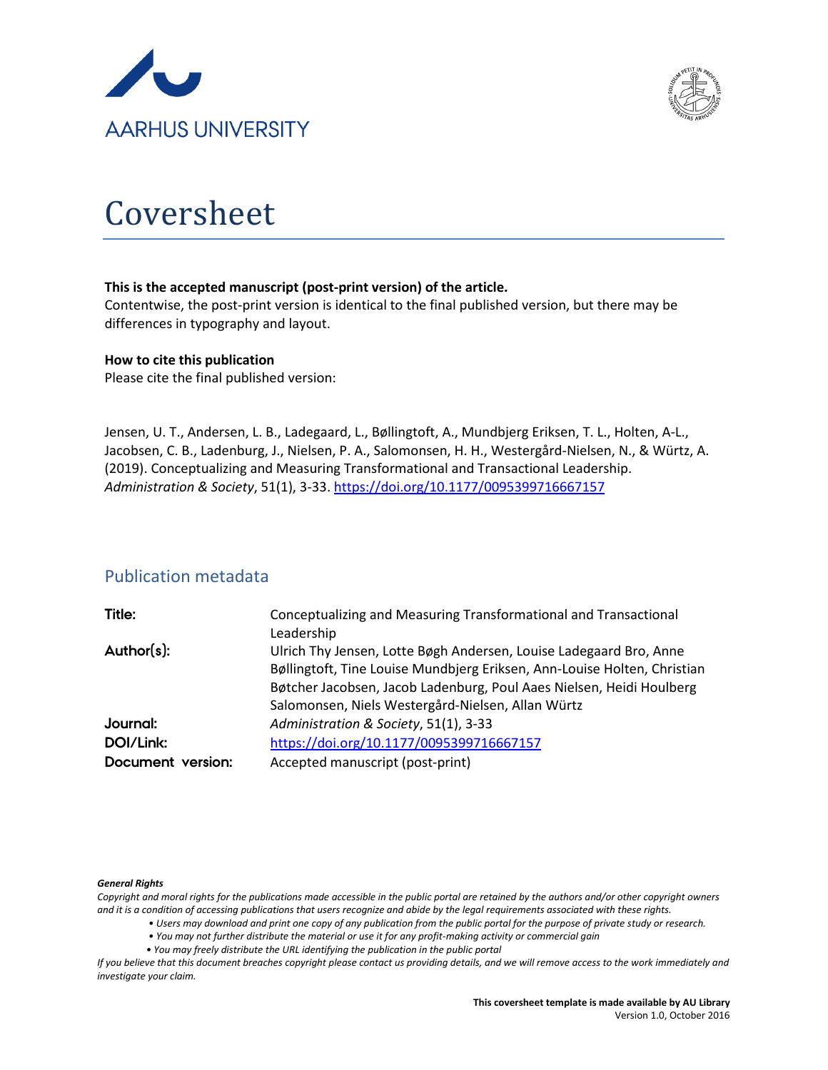AARHUS UNIVERSITY

# Coversheet

**This is the accepted manuscript (post-print version) of the article.**
Contentwise, the post-print version is identical to the final published version, but there may be differences in typography and layout.

**How to cite this publication**
Please cite the final published version:

Jensen, U. T., Andersen, L. B., Ladegaard, L., Bøllingtoft, A., Mundbjerg Eriksen, T. L., Holten, A-L., Jacobsen, C. B., Ladenburg, J., Nielsen, P. A., Salomonsen, H. H., Westergård-Nielsen, N., & Würtz, A. (2019). Conceptualizing and Measuring Transformational and Transactional Leadership. *Administration & Society*, 51(1), 3-33. https://doi.org/10.1177/0095399716667157

## Publication metadata

| | |
|---|---|
| **Title:** | Conceptualizing and Measuring Transformational and Transactional Leadership |
| **Author(s):** | Ulrich Thy Jensen, Lotte Bøgh Andersen, Louise Ladegaard Bro, Anne Bøllingtoft, Tine Louise Mundbjerg Eriksen, Ann-Louise Holten, Christian Bøtcher Jacobsen, Jacob Ladenburg, Poul Aaes Nielsen, Heidi Houlberg Salomonsen, Niels Westergård-Nielsen, Allan Würtz |
| **Journal:** | *Administration & Society*, 51(1), 3-33 |
| **DOI/Link:** | https://doi.org/10.1177/0095399716667157 |
| **Document version:** | Accepted manuscript (post-print) |

***General Rights***

*Copyright and moral rights for the publications made accessible in the public portal are retained by the authors and/or other copyright owners and it is a condition of accessing publications that users recognize and abide by the legal requirements associated with these rights.*

- *Users may download and print one copy of any publication from the public portal for the purpose of private study or research.*
- *You may not further distribute the material or use it for any profit-making activity or commercial gain*
- *You may freely distribute the URL identifying the publication in the public portal*

*If you believe that this document breaches copyright please contact us providing details, and we will remove access to the work immediately and investigate your claim.*

**This coversheet template is made available by AU Library**
Version 1.0, October 2016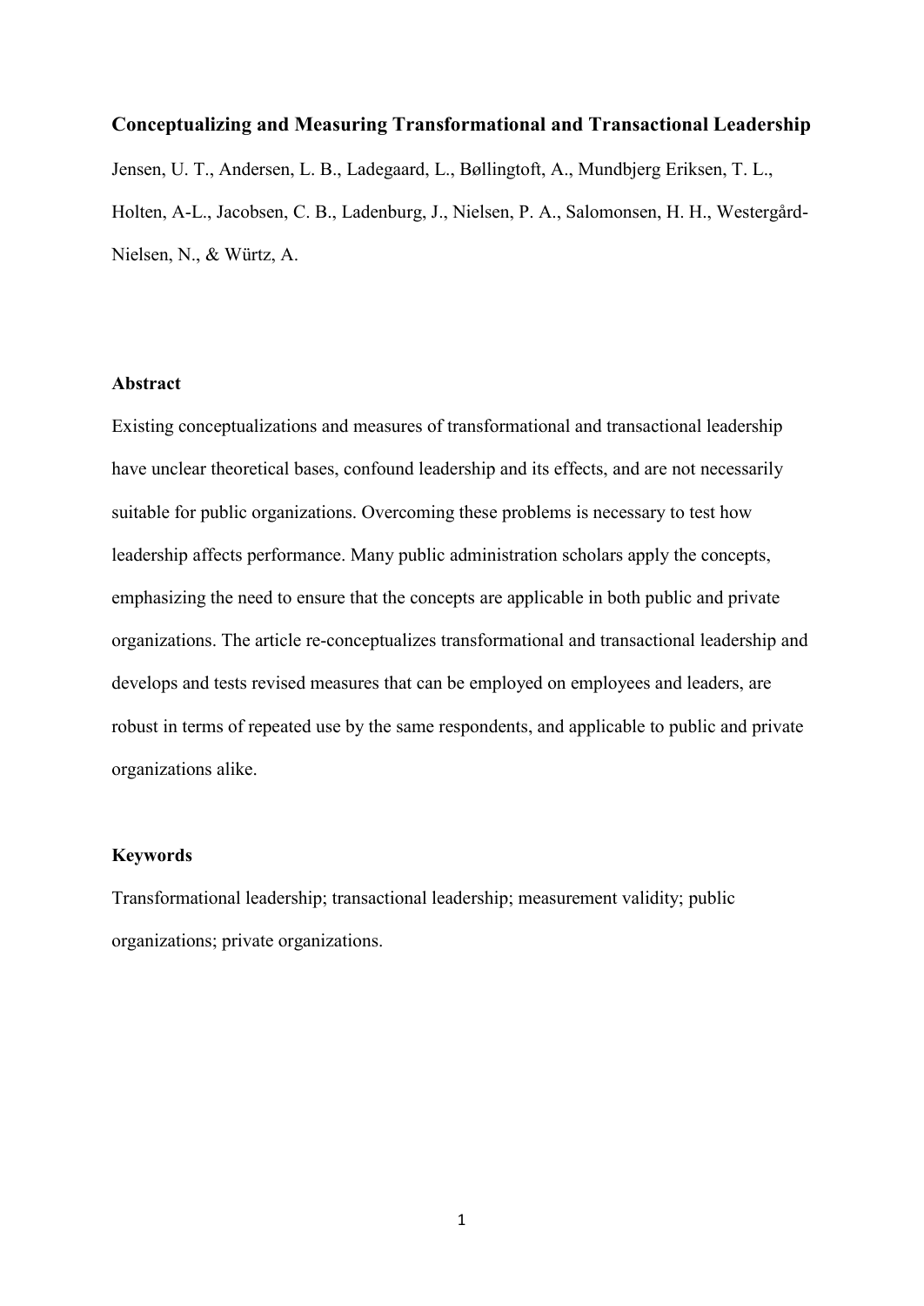**Conceptualizing and Measuring Transformational and Transactional Leadership**

Jensen, U. T., Andersen, L. B., Ladegaard, L., Bøllingtoft, A., Mundbjerg Eriksen, T. L., Holten, A-L., Jacobsen, C. B., Ladenburg, J., Nielsen, P. A., Salomonsen, H. H., Westergård-Nielsen, N., & Würtz, A.

**Abstract**

Existing conceptualizations and measures of transformational and transactional leadership have unclear theoretical bases, confound leadership and its effects, and are not necessarily suitable for public organizations. Overcoming these problems is necessary to test how leadership affects performance. Many public administration scholars apply the concepts, emphasizing the need to ensure that the concepts are applicable in both public and private organizations. The article re-conceptualizes transformational and transactional leadership and develops and tests revised measures that can be employed on employees and leaders, are robust in terms of repeated use by the same respondents, and applicable to public and private organizations alike.

**Keywords**

Transformational leadership; transactional leadership; measurement validity; public organizations; private organizations.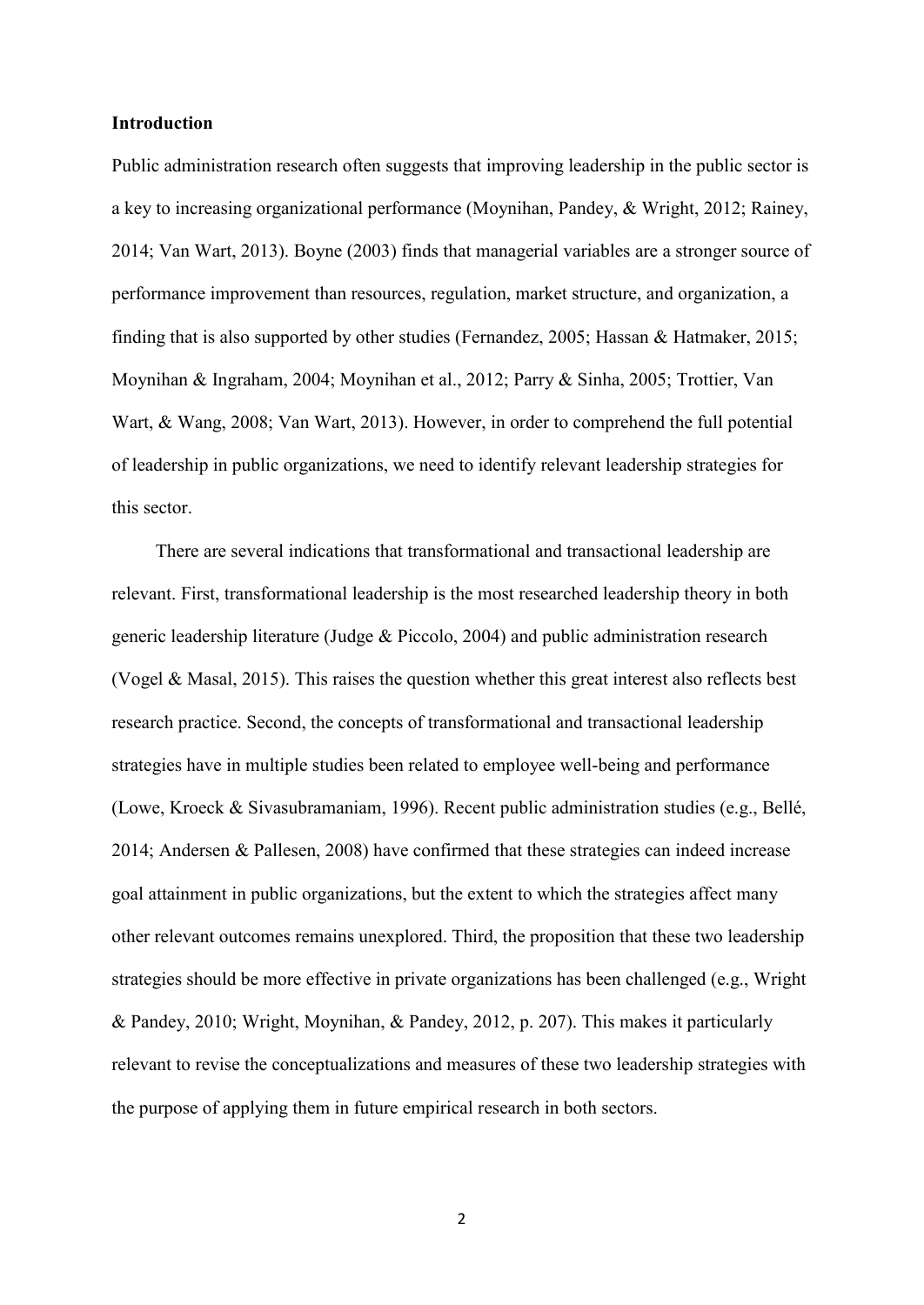## Introduction

Public administration research often suggests that improving leadership in the public sector is a key to increasing organizational performance (Moynihan, Pandey, & Wright, 2012; Rainey, 2014; Van Wart, 2013). Boyne (2003) finds that managerial variables are a stronger source of performance improvement than resources, regulation, market structure, and organization, a finding that is also supported by other studies (Fernandez, 2005; Hassan & Hatmaker, 2015; Moynihan & Ingraham, 2004; Moynihan et al., 2012; Parry & Sinha, 2005; Trottier, Van Wart, & Wang, 2008; Van Wart, 2013). However, in order to comprehend the full potential of leadership in public organizations, we need to identify relevant leadership strategies for this sector.

There are several indications that transformational and transactional leadership are relevant. First, transformational leadership is the most researched leadership theory in both generic leadership literature (Judge & Piccolo, 2004) and public administration research (Vogel & Masal, 2015). This raises the question whether this great interest also reflects best research practice. Second, the concepts of transformational and transactional leadership strategies have in multiple studies been related to employee well-being and performance (Lowe, Kroeck & Sivasubramaniam, 1996). Recent public administration studies (e.g., Bellé, 2014; Andersen & Pallesen, 2008) have confirmed that these strategies can indeed increase goal attainment in public organizations, but the extent to which the strategies affect many other relevant outcomes remains unexplored. Third, the proposition that these two leadership strategies should be more effective in private organizations has been challenged (e.g., Wright & Pandey, 2010; Wright, Moynihan, & Pandey, 2012, p. 207). This makes it particularly relevant to revise the conceptualizations and measures of these two leadership strategies with the purpose of applying them in future empirical research in both sectors.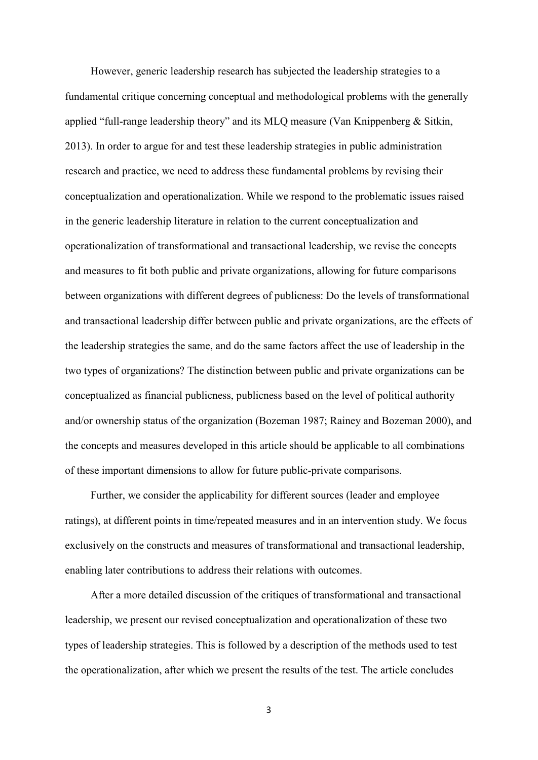However, generic leadership research has subjected the leadership strategies to a fundamental critique concerning conceptual and methodological problems with the generally applied "full-range leadership theory" and its MLQ measure (Van Knippenberg & Sitkin, 2013). In order to argue for and test these leadership strategies in public administration research and practice, we need to address these fundamental problems by revising their conceptualization and operationalization. While we respond to the problematic issues raised in the generic leadership literature in relation to the current conceptualization and operationalization of transformational and transactional leadership, we revise the concepts and measures to fit both public and private organizations, allowing for future comparisons between organizations with different degrees of publicness: Do the levels of transformational and transactional leadership differ between public and private organizations, are the effects of the leadership strategies the same, and do the same factors affect the use of leadership in the two types of organizations? The distinction between public and private organizations can be conceptualized as financial publicness, publicness based on the level of political authority and/or ownership status of the organization (Bozeman 1987; Rainey and Bozeman 2000), and the concepts and measures developed in this article should be applicable to all combinations of these important dimensions to allow for future public-private comparisons.

Further, we consider the applicability for different sources (leader and employee ratings), at different points in time/repeated measures and in an intervention study. We focus exclusively on the constructs and measures of transformational and transactional leadership, enabling later contributions to address their relations with outcomes.

After a more detailed discussion of the critiques of transformational and transactional leadership, we present our revised conceptualization and operationalization of these two types of leadership strategies. This is followed by a description of the methods used to test the operationalization, after which we present the results of the test. The article concludes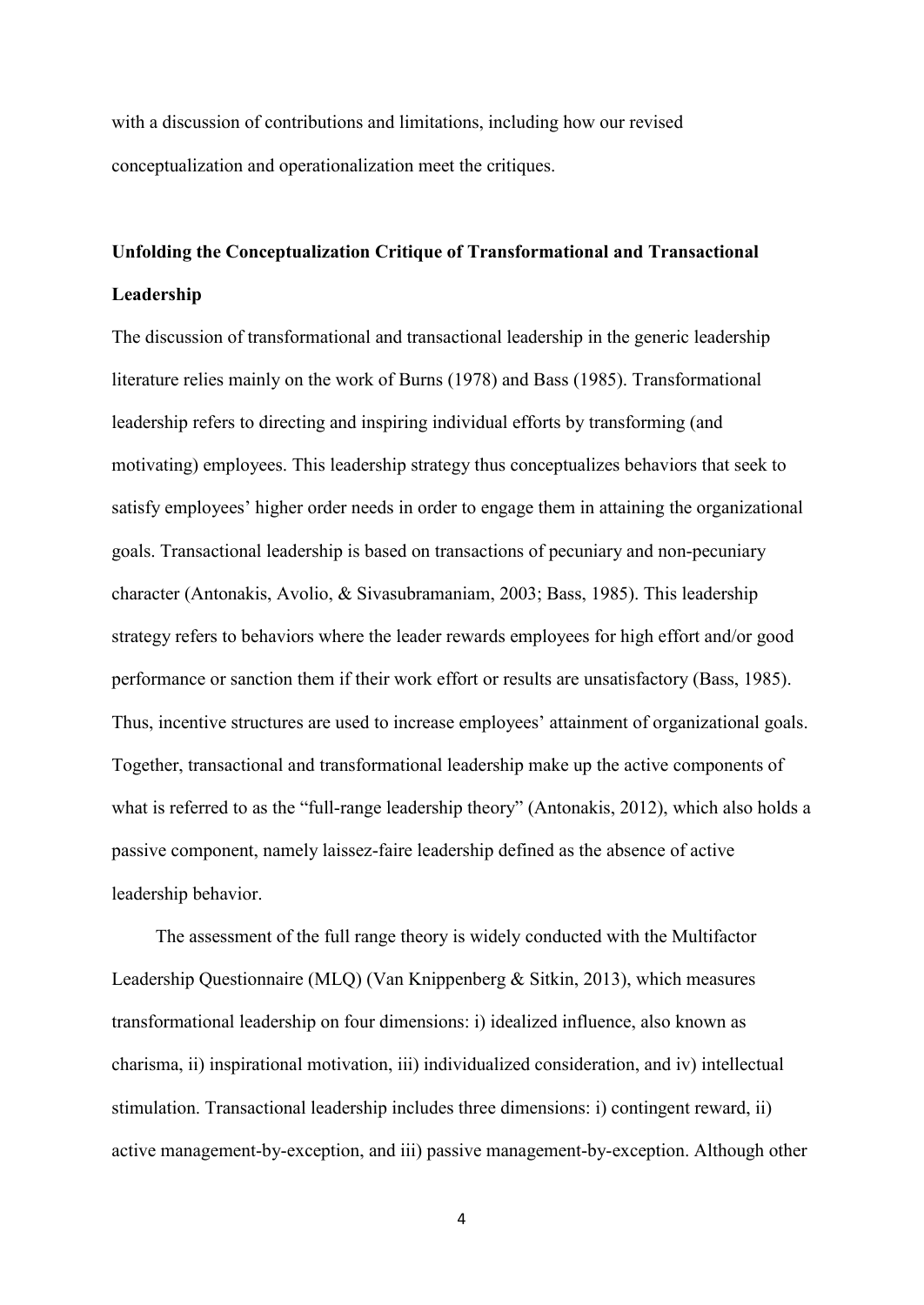with a discussion of contributions and limitations, including how our revised conceptualization and operationalization meet the critiques.

## Unfolding the Conceptualization Critique of Transformational and Transactional Leadership

The discussion of transformational and transactional leadership in the generic leadership literature relies mainly on the work of Burns (1978) and Bass (1985). Transformational leadership refers to directing and inspiring individual efforts by transforming (and motivating) employees. This leadership strategy thus conceptualizes behaviors that seek to satisfy employees' higher order needs in order to engage them in attaining the organizational goals. Transactional leadership is based on transactions of pecuniary and non-pecuniary character (Antonakis, Avolio, & Sivasubramaniam, 2003; Bass, 1985). This leadership strategy refers to behaviors where the leader rewards employees for high effort and/or good performance or sanction them if their work effort or results are unsatisfactory (Bass, 1985). Thus, incentive structures are used to increase employees' attainment of organizational goals. Together, transactional and transformational leadership make up the active components of what is referred to as the "full-range leadership theory" (Antonakis, 2012), which also holds a passive component, namely laissez-faire leadership defined as the absence of active leadership behavior.

The assessment of the full range theory is widely conducted with the Multifactor Leadership Questionnaire (MLQ) (Van Knippenberg & Sitkin, 2013), which measures transformational leadership on four dimensions: i) idealized influence, also known as charisma, ii) inspirational motivation, iii) individualized consideration, and iv) intellectual stimulation. Transactional leadership includes three dimensions: i) contingent reward, ii) active management-by-exception, and iii) passive management-by-exception. Although other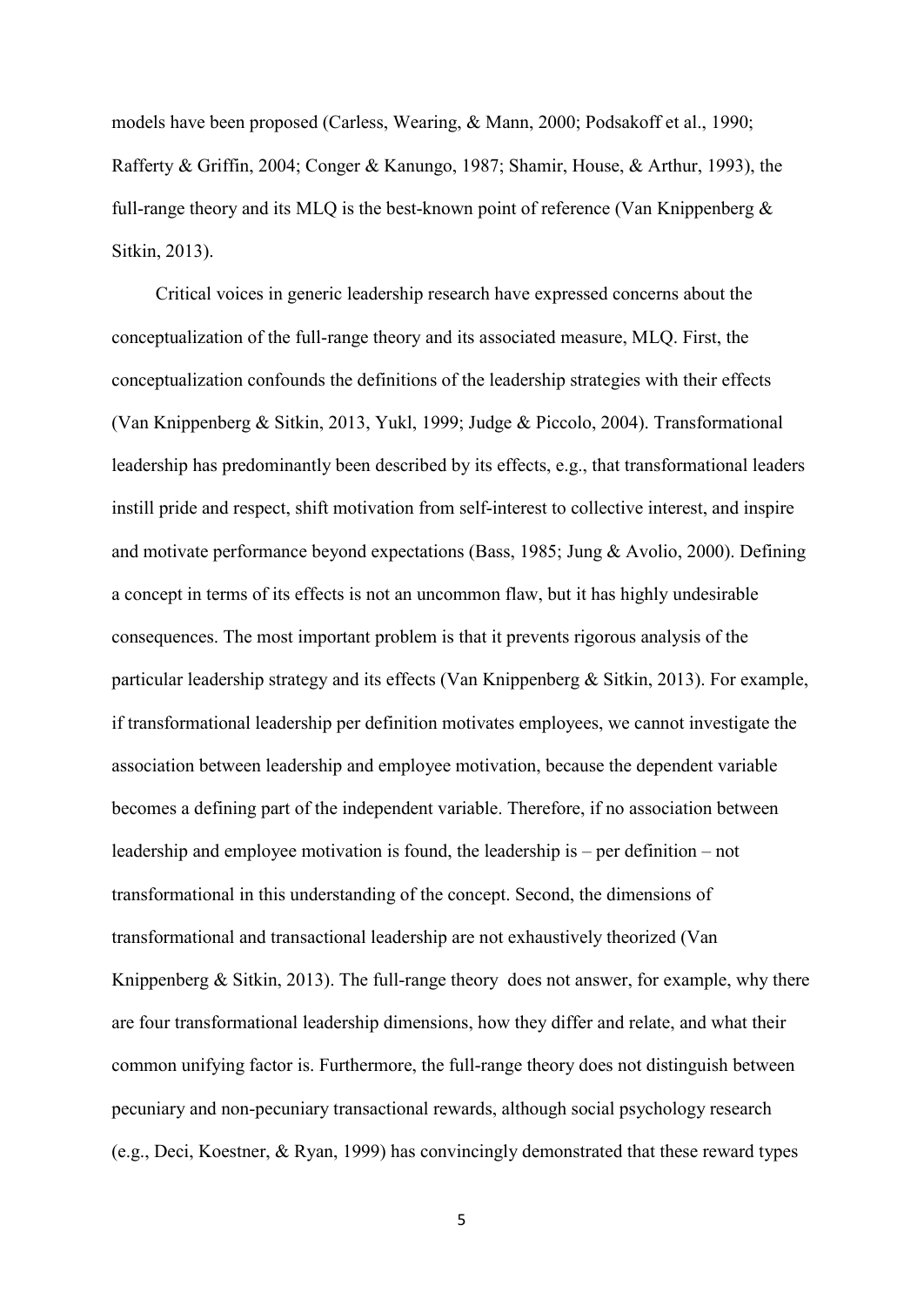models have been proposed (Carless, Wearing, & Mann, 2000; Podsakoff et al., 1990; Rafferty & Griffin, 2004; Conger & Kanungo, 1987; Shamir, House, & Arthur, 1993), the full-range theory and its MLQ is the best-known point of reference (Van Knippenberg & Sitkin, 2013).

Critical voices in generic leadership research have expressed concerns about the conceptualization of the full-range theory and its associated measure, MLQ. First, the conceptualization confounds the definitions of the leadership strategies with their effects (Van Knippenberg & Sitkin, 2013, Yukl, 1999; Judge & Piccolo, 2004). Transformational leadership has predominantly been described by its effects, e.g., that transformational leaders instill pride and respect, shift motivation from self-interest to collective interest, and inspire and motivate performance beyond expectations (Bass, 1985; Jung & Avolio, 2000). Defining a concept in terms of its effects is not an uncommon flaw, but it has highly undesirable consequences. The most important problem is that it prevents rigorous analysis of the particular leadership strategy and its effects (Van Knippenberg & Sitkin, 2013). For example, if transformational leadership per definition motivates employees, we cannot investigate the association between leadership and employee motivation, because the dependent variable becomes a defining part of the independent variable. Therefore, if no association between leadership and employee motivation is found, the leadership is – per definition – not transformational in this understanding of the concept. Second, the dimensions of transformational and transactional leadership are not exhaustively theorized (Van Knippenberg & Sitkin, 2013). The full-range theory does not answer, for example, why there are four transformational leadership dimensions, how they differ and relate, and what their common unifying factor is. Furthermore, the full-range theory does not distinguish between pecuniary and non-pecuniary transactional rewards, although social psychology research (e.g., Deci, Koestner, & Ryan, 1999) has convincingly demonstrated that these reward types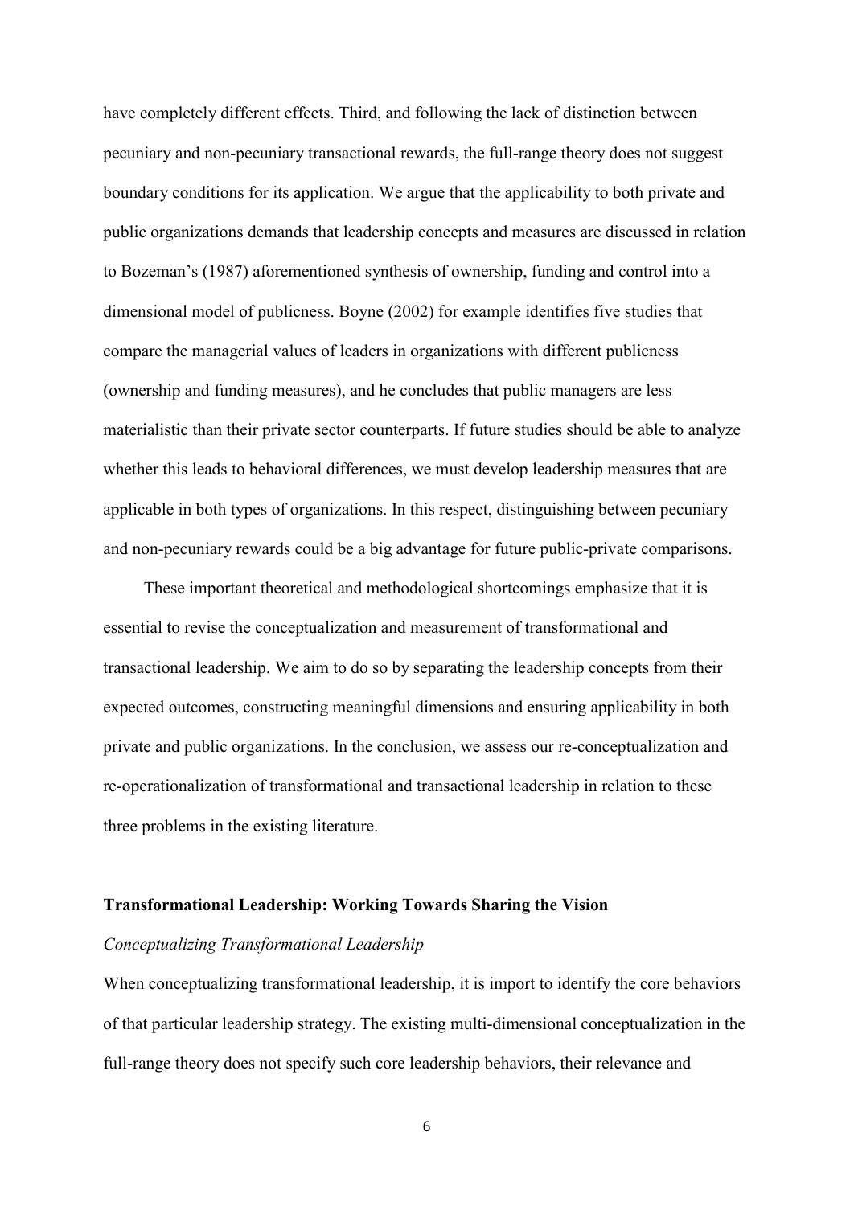have completely different effects. Third, and following the lack of distinction between pecuniary and non-pecuniary transactional rewards, the full-range theory does not suggest boundary conditions for its application. We argue that the applicability to both private and public organizations demands that leadership concepts and measures are discussed in relation to Bozeman's (1987) aforementioned synthesis of ownership, funding and control into a dimensional model of publicness. Boyne (2002) for example identifies five studies that compare the managerial values of leaders in organizations with different publicness (ownership and funding measures), and he concludes that public managers are less materialistic than their private sector counterparts. If future studies should be able to analyze whether this leads to behavioral differences, we must develop leadership measures that are applicable in both types of organizations. In this respect, distinguishing between pecuniary and non-pecuniary rewards could be a big advantage for future public-private comparisons.

These important theoretical and methodological shortcomings emphasize that it is essential to revise the conceptualization and measurement of transformational and transactional leadership. We aim to do so by separating the leadership concepts from their expected outcomes, constructing meaningful dimensions and ensuring applicability in both private and public organizations. In the conclusion, we assess our re-conceptualization and re-operationalization of transformational and transactional leadership in relation to these three problems in the existing literature.

## Transformational Leadership: Working Towards Sharing the Vision

### *Conceptualizing Transformational Leadership*

When conceptualizing transformational leadership, it is import to identify the core behaviors of that particular leadership strategy. The existing multi-dimensional conceptualization in the full-range theory does not specify such core leadership behaviors, their relevance and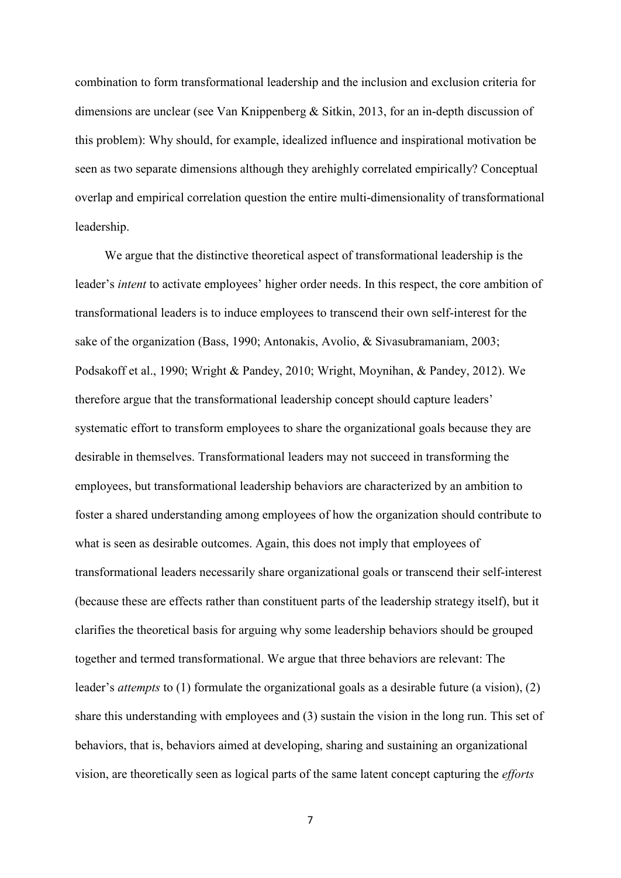combination to form transformational leadership and the inclusion and exclusion criteria for dimensions are unclear (see Van Knippenberg & Sitkin, 2013, for an in-depth discussion of this problem): Why should, for example, idealized influence and inspirational motivation be seen as two separate dimensions although they arehighly correlated empirically? Conceptual overlap and empirical correlation question the entire multi-dimensionality of transformational leadership.

We argue that the distinctive theoretical aspect of transformational leadership is the leader's *intent* to activate employees' higher order needs. In this respect, the core ambition of transformational leaders is to induce employees to transcend their own self-interest for the sake of the organization (Bass, 1990; Antonakis, Avolio, & Sivasubramaniam, 2003; Podsakoff et al., 1990; Wright & Pandey, 2010; Wright, Moynihan, & Pandey, 2012). We therefore argue that the transformational leadership concept should capture leaders' systematic effort to transform employees to share the organizational goals because they are desirable in themselves. Transformational leaders may not succeed in transforming the employees, but transformational leadership behaviors are characterized by an ambition to foster a shared understanding among employees of how the organization should contribute to what is seen as desirable outcomes. Again, this does not imply that employees of transformational leaders necessarily share organizational goals or transcend their self-interest (because these are effects rather than constituent parts of the leadership strategy itself), but it clarifies the theoretical basis for arguing why some leadership behaviors should be grouped together and termed transformational. We argue that three behaviors are relevant: The leader's *attempts* to (1) formulate the organizational goals as a desirable future (a vision), (2) share this understanding with employees and (3) sustain the vision in the long run. This set of behaviors, that is, behaviors aimed at developing, sharing and sustaining an organizational vision, are theoretically seen as logical parts of the same latent concept capturing the *efforts*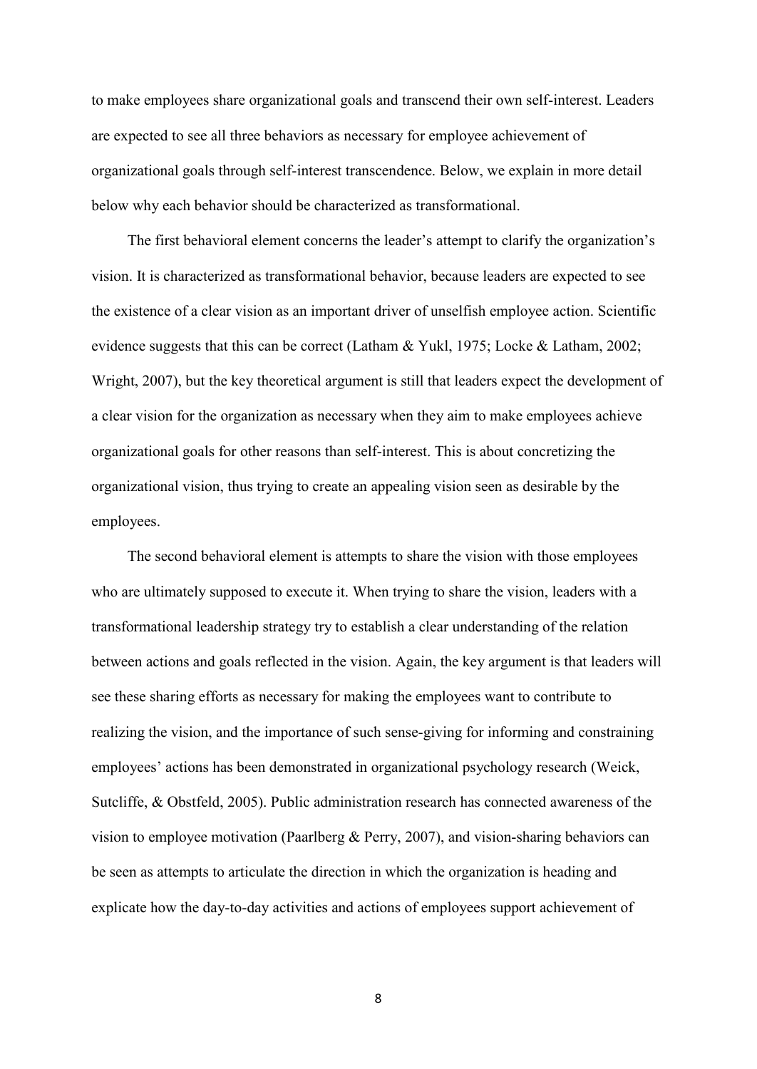to make employees share organizational goals and transcend their own self-interest. Leaders are expected to see all three behaviors as necessary for employee achievement of organizational goals through self-interest transcendence. Below, we explain in more detail below why each behavior should be characterized as transformational.

The first behavioral element concerns the leader's attempt to clarify the organization's vision. It is characterized as transformational behavior, because leaders are expected to see the existence of a clear vision as an important driver of unselfish employee action. Scientific evidence suggests that this can be correct (Latham & Yukl, 1975; Locke & Latham, 2002; Wright, 2007), but the key theoretical argument is still that leaders expect the development of a clear vision for the organization as necessary when they aim to make employees achieve organizational goals for other reasons than self-interest. This is about concretizing the organizational vision, thus trying to create an appealing vision seen as desirable by the employees.

The second behavioral element is attempts to share the vision with those employees who are ultimately supposed to execute it. When trying to share the vision, leaders with a transformational leadership strategy try to establish a clear understanding of the relation between actions and goals reflected in the vision. Again, the key argument is that leaders will see these sharing efforts as necessary for making the employees want to contribute to realizing the vision, and the importance of such sense-giving for informing and constraining employees' actions has been demonstrated in organizational psychology research (Weick, Sutcliffe, & Obstfeld, 2005). Public administration research has connected awareness of the vision to employee motivation (Paarlberg & Perry, 2007), and vision-sharing behaviors can be seen as attempts to articulate the direction in which the organization is heading and explicate how the day-to-day activities and actions of employees support achievement of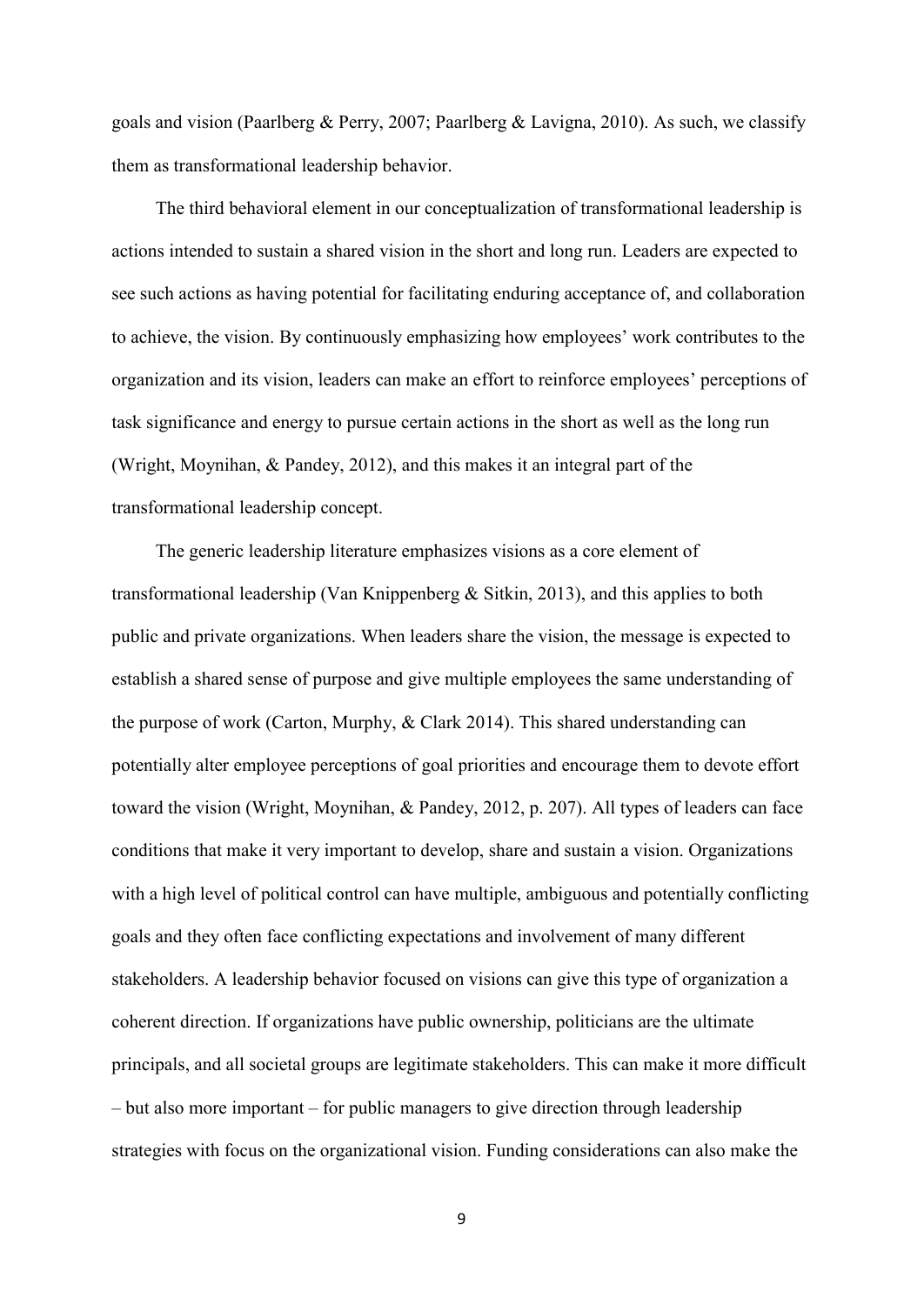goals and vision (Paarlberg & Perry, 2007; Paarlberg & Lavigna, 2010). As such, we classify them as transformational leadership behavior.

The third behavioral element in our conceptualization of transformational leadership is actions intended to sustain a shared vision in the short and long run. Leaders are expected to see such actions as having potential for facilitating enduring acceptance of, and collaboration to achieve, the vision. By continuously emphasizing how employees' work contributes to the organization and its vision, leaders can make an effort to reinforce employees' perceptions of task significance and energy to pursue certain actions in the short as well as the long run (Wright, Moynihan, & Pandey, 2012), and this makes it an integral part of the transformational leadership concept.

The generic leadership literature emphasizes visions as a core element of transformational leadership (Van Knippenberg & Sitkin, 2013), and this applies to both public and private organizations. When leaders share the vision, the message is expected to establish a shared sense of purpose and give multiple employees the same understanding of the purpose of work (Carton, Murphy, & Clark 2014). This shared understanding can potentially alter employee perceptions of goal priorities and encourage them to devote effort toward the vision (Wright, Moynihan, & Pandey, 2012, p. 207). All types of leaders can face conditions that make it very important to develop, share and sustain a vision. Organizations with a high level of political control can have multiple, ambiguous and potentially conflicting goals and they often face conflicting expectations and involvement of many different stakeholders. A leadership behavior focused on visions can give this type of organization a coherent direction. If organizations have public ownership, politicians are the ultimate principals, and all societal groups are legitimate stakeholders. This can make it more difficult – but also more important – for public managers to give direction through leadership strategies with focus on the organizational vision. Funding considerations can also make the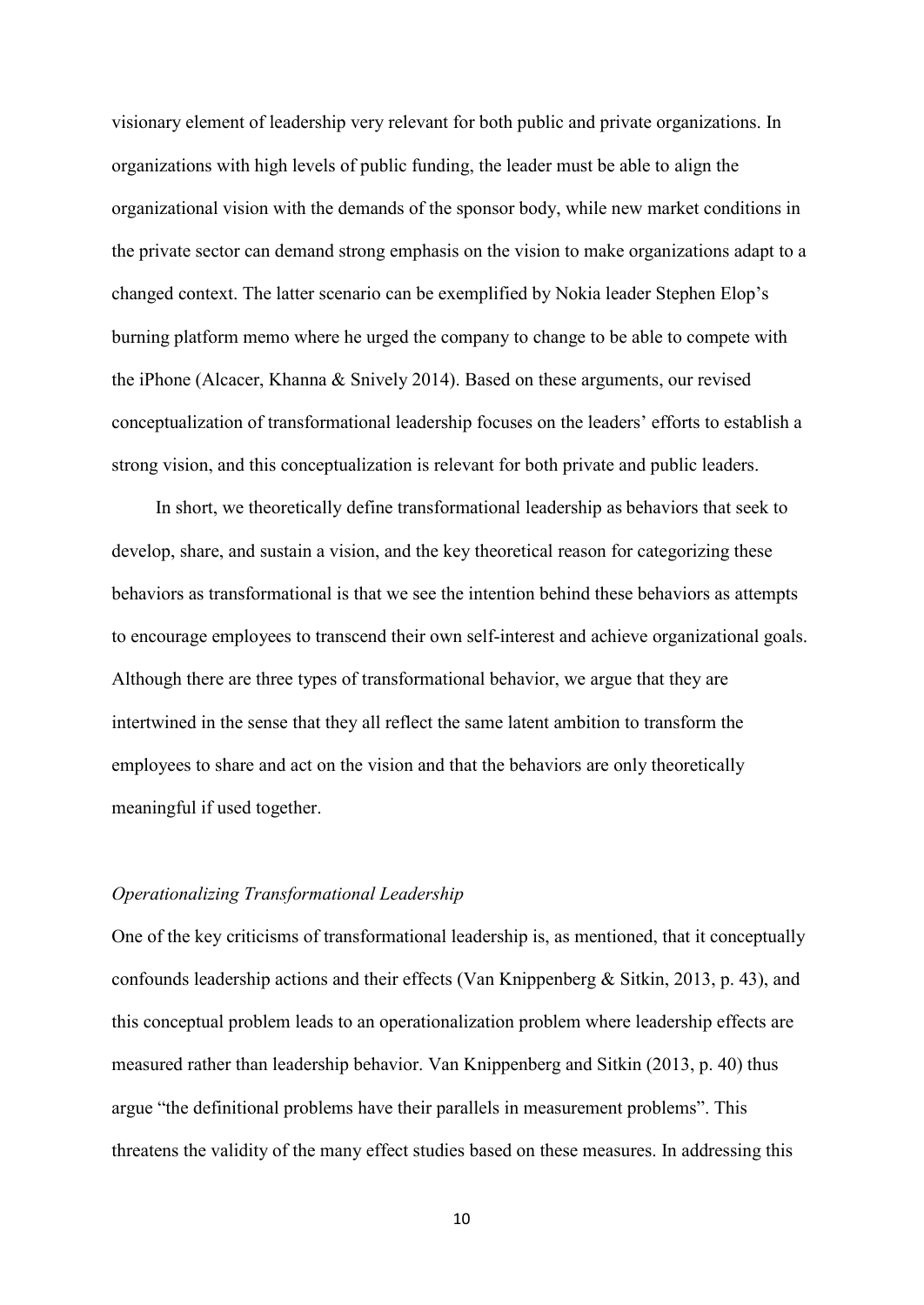visionary element of leadership very relevant for both public and private organizations. In organizations with high levels of public funding, the leader must be able to align the organizational vision with the demands of the sponsor body, while new market conditions in the private sector can demand strong emphasis on the vision to make organizations adapt to a changed context. The latter scenario can be exemplified by Nokia leader Stephen Elop's burning platform memo where he urged the company to change to be able to compete with the iPhone (Alcacer, Khanna & Snively 2014). Based on these arguments, our revised conceptualization of transformational leadership focuses on the leaders' efforts to establish a strong vision, and this conceptualization is relevant for both private and public leaders.

In short, we theoretically define transformational leadership as behaviors that seek to develop, share, and sustain a vision, and the key theoretical reason for categorizing these behaviors as transformational is that we see the intention behind these behaviors as attempts to encourage employees to transcend their own self-interest and achieve organizational goals. Although there are three types of transformational behavior, we argue that they are intertwined in the sense that they all reflect the same latent ambition to transform the employees to share and act on the vision and that the behaviors are only theoretically meaningful if used together.

### *Operationalizing Transformational Leadership*

One of the key criticisms of transformational leadership is, as mentioned, that it conceptually confounds leadership actions and their effects (Van Knippenberg & Sitkin, 2013, p. 43), and this conceptual problem leads to an operationalization problem where leadership effects are measured rather than leadership behavior. Van Knippenberg and Sitkin (2013, p. 40) thus argue "the definitional problems have their parallels in measurement problems". This threatens the validity of the many effect studies based on these measures. In addressing this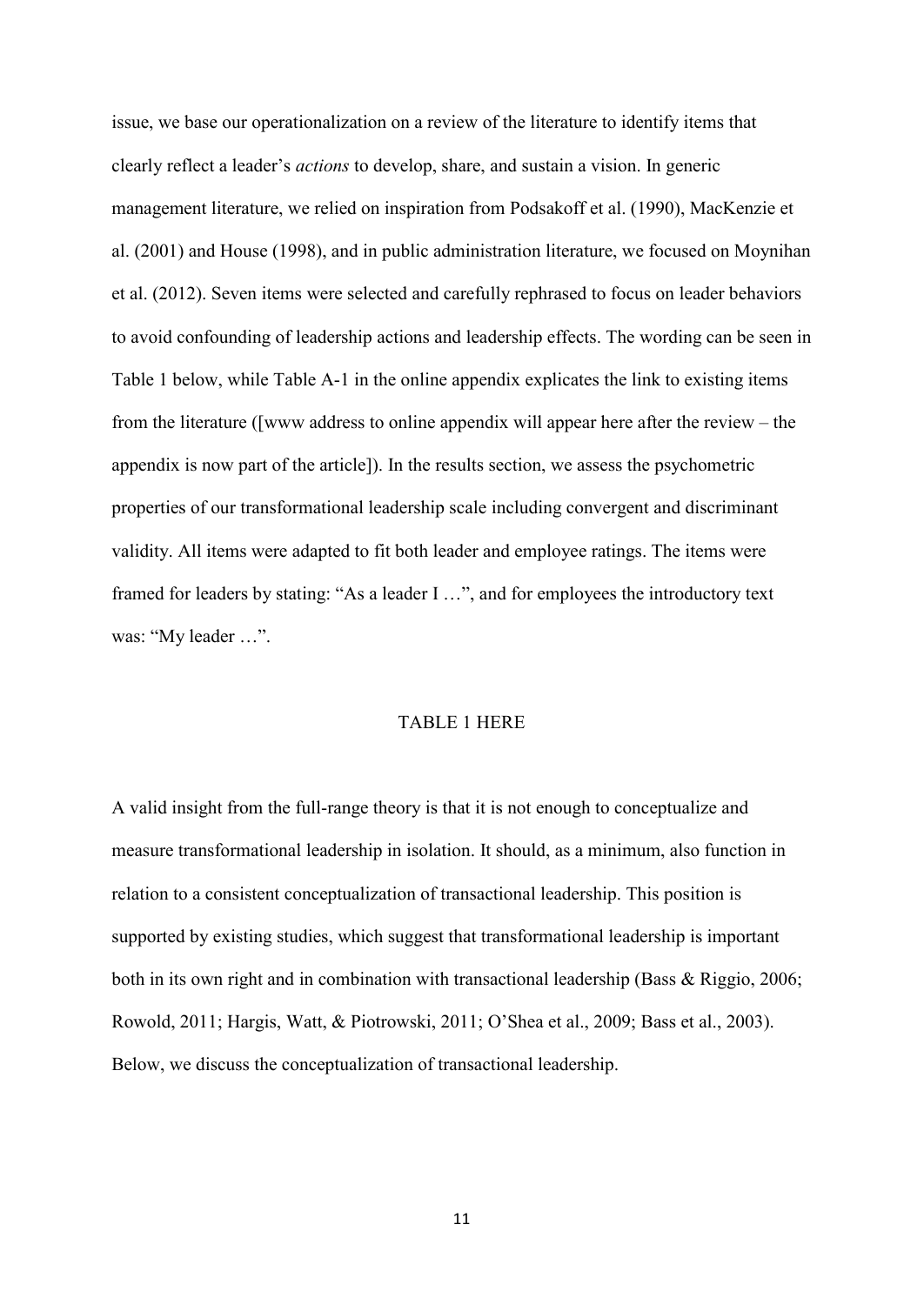issue, we base our operationalization on a review of the literature to identify items that clearly reflect a leader's *actions* to develop, share, and sustain a vision. In generic management literature, we relied on inspiration from Podsakoff et al. (1990), MacKenzie et al. (2001) and House (1998), and in public administration literature, we focused on Moynihan et al. (2012). Seven items were selected and carefully rephrased to focus on leader behaviors to avoid confounding of leadership actions and leadership effects. The wording can be seen in Table 1 below, while Table A-1 in the online appendix explicates the link to existing items from the literature ([www address to online appendix will appear here after the review – the appendix is now part of the article]). In the results section, we assess the psychometric properties of our transformational leadership scale including convergent and discriminant validity. All items were adapted to fit both leader and employee ratings. The items were framed for leaders by stating: "As a leader I …", and for employees the introductory text was: "My leader …".

TABLE 1 HERE

A valid insight from the full-range theory is that it is not enough to conceptualize and measure transformational leadership in isolation. It should, as a minimum, also function in relation to a consistent conceptualization of transactional leadership. This position is supported by existing studies, which suggest that transformational leadership is important both in its own right and in combination with transactional leadership (Bass & Riggio, 2006; Rowold, 2011; Hargis, Watt, & Piotrowski, 2011; O'Shea et al., 2009; Bass et al., 2003). Below, we discuss the conceptualization of transactional leadership.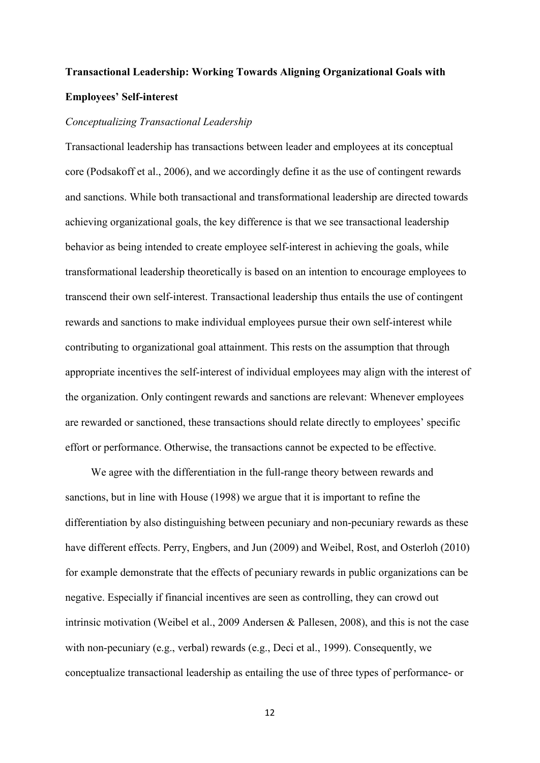**Transactional Leadership: Working Towards Aligning Organizational Goals with Employees' Self-interest**

*Conceptualizing Transactional Leadership*

Transactional leadership has transactions between leader and employees at its conceptual core (Podsakoff et al., 2006), and we accordingly define it as the use of contingent rewards and sanctions. While both transactional and transformational leadership are directed towards achieving organizational goals, the key difference is that we see transactional leadership behavior as being intended to create employee self-interest in achieving the goals, while transformational leadership theoretically is based on an intention to encourage employees to transcend their own self-interest. Transactional leadership thus entails the use of contingent rewards and sanctions to make individual employees pursue their own self-interest while contributing to organizational goal attainment. This rests on the assumption that through appropriate incentives the self-interest of individual employees may align with the interest of the organization. Only contingent rewards and sanctions are relevant: Whenever employees are rewarded or sanctioned, these transactions should relate directly to employees' specific effort or performance. Otherwise, the transactions cannot be expected to be effective.

We agree with the differentiation in the full-range theory between rewards and sanctions, but in line with House (1998) we argue that it is important to refine the differentiation by also distinguishing between pecuniary and non-pecuniary rewards as these have different effects. Perry, Engbers, and Jun (2009) and Weibel, Rost, and Osterloh (2010) for example demonstrate that the effects of pecuniary rewards in public organizations can be negative. Especially if financial incentives are seen as controlling, they can crowd out intrinsic motivation (Weibel et al., 2009 Andersen & Pallesen, 2008), and this is not the case with non-pecuniary (e.g., verbal) rewards (e.g., Deci et al., 1999). Consequently, we conceptualize transactional leadership as entailing the use of three types of performance- or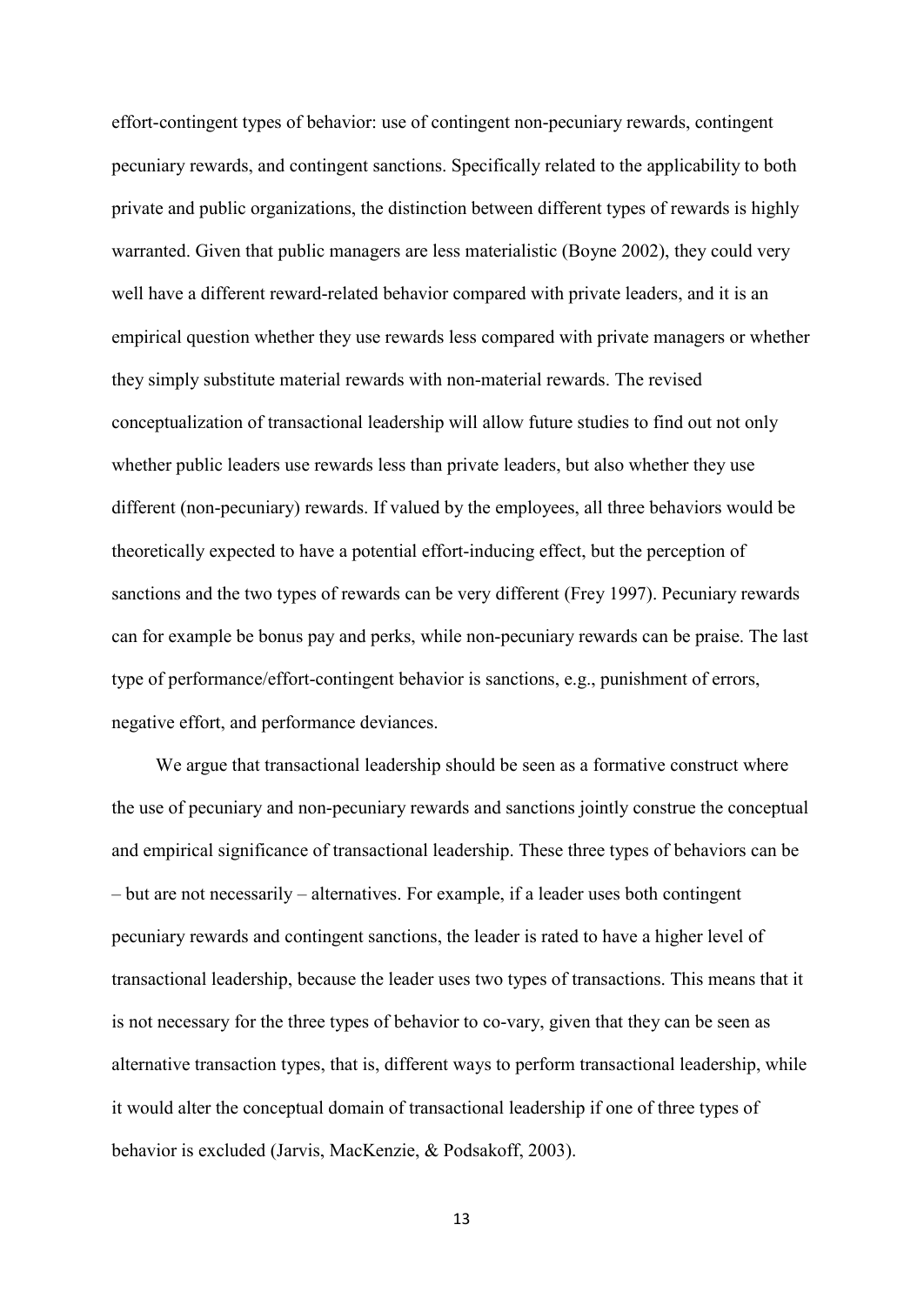effort-contingent types of behavior: use of contingent non-pecuniary rewards, contingent pecuniary rewards, and contingent sanctions. Specifically related to the applicability to both private and public organizations, the distinction between different types of rewards is highly warranted. Given that public managers are less materialistic (Boyne 2002), they could very well have a different reward-related behavior compared with private leaders, and it is an empirical question whether they use rewards less compared with private managers or whether they simply substitute material rewards with non-material rewards. The revised conceptualization of transactional leadership will allow future studies to find out not only whether public leaders use rewards less than private leaders, but also whether they use different (non-pecuniary) rewards. If valued by the employees, all three behaviors would be theoretically expected to have a potential effort-inducing effect, but the perception of sanctions and the two types of rewards can be very different (Frey 1997). Pecuniary rewards can for example be bonus pay and perks, while non-pecuniary rewards can be praise. The last type of performance/effort-contingent behavior is sanctions, e.g., punishment of errors, negative effort, and performance deviances.

We argue that transactional leadership should be seen as a formative construct where the use of pecuniary and non-pecuniary rewards and sanctions jointly construe the conceptual and empirical significance of transactional leadership. These three types of behaviors can be – but are not necessarily – alternatives. For example, if a leader uses both contingent pecuniary rewards and contingent sanctions, the leader is rated to have a higher level of transactional leadership, because the leader uses two types of transactions. This means that it is not necessary for the three types of behavior to co-vary, given that they can be seen as alternative transaction types, that is, different ways to perform transactional leadership, while it would alter the conceptual domain of transactional leadership if one of three types of behavior is excluded (Jarvis, MacKenzie, & Podsakoff, 2003).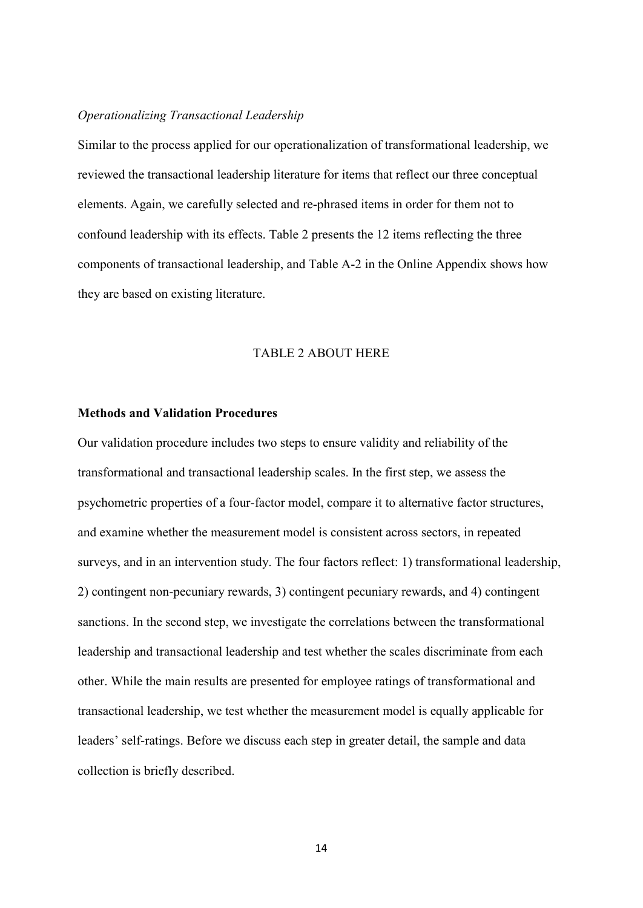*Operationalizing Transactional Leadership*

Similar to the process applied for our operationalization of transformational leadership, we reviewed the transactional leadership literature for items that reflect our three conceptual elements. Again, we carefully selected and re-phrased items in order for them not to confound leadership with its effects. Table 2 presents the 12 items reflecting the three components of transactional leadership, and Table A-2 in the Online Appendix shows how they are based on existing literature.

TABLE 2 ABOUT HERE

**Methods and Validation Procedures**

Our validation procedure includes two steps to ensure validity and reliability of the transformational and transactional leadership scales. In the first step, we assess the psychometric properties of a four-factor model, compare it to alternative factor structures, and examine whether the measurement model is consistent across sectors, in repeated surveys, and in an intervention study. The four factors reflect: 1) transformational leadership, 2) contingent non-pecuniary rewards, 3) contingent pecuniary rewards, and 4) contingent sanctions. In the second step, we investigate the correlations between the transformational leadership and transactional leadership and test whether the scales discriminate from each other. While the main results are presented for employee ratings of transformational and transactional leadership, we test whether the measurement model is equally applicable for leaders' self-ratings. Before we discuss each step in greater detail, the sample and data collection is briefly described.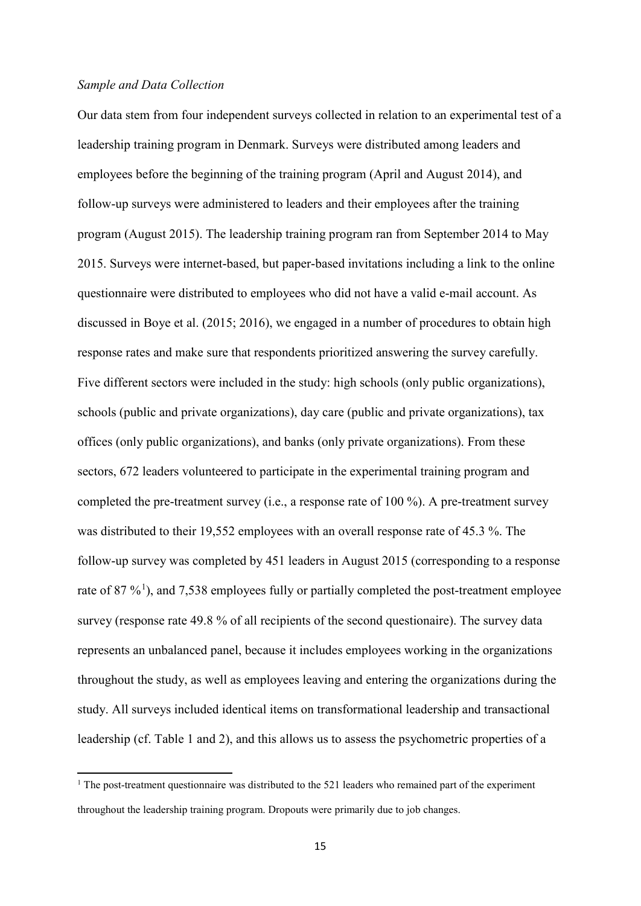*Sample and Data Collection*

Our data stem from four independent surveys collected in relation to an experimental test of a leadership training program in Denmark. Surveys were distributed among leaders and employees before the beginning of the training program (April and August 2014), and follow-up surveys were administered to leaders and their employees after the training program (August 2015). The leadership training program ran from September 2014 to May 2015. Surveys were internet-based, but paper-based invitations including a link to the online questionnaire were distributed to employees who did not have a valid e-mail account. As discussed in Boye et al. (2015; 2016), we engaged in a number of procedures to obtain high response rates and make sure that respondents prioritized answering the survey carefully. Five different sectors were included in the study: high schools (only public organizations), schools (public and private organizations), day care (public and private organizations), tax offices (only public organizations), and banks (only private organizations). From these sectors, 672 leaders volunteered to participate in the experimental training program and completed the pre-treatment survey (i.e., a response rate of 100 %). A pre-treatment survey was distributed to their 19,552 employees with an overall response rate of 45.3 %. The follow-up survey was completed by 451 leaders in August 2015 (corresponding to a response rate of 87 %[1]), and 7,538 employees fully or partially completed the post-treatment employee survey (response rate 49.8 % of all recipients of the second questionaire). The survey data represents an unbalanced panel, because it includes employees working in the organizations throughout the study, as well as employees leaving and entering the organizations during the study. All surveys included identical items on transformational leadership and transactional leadership (cf. Table 1 and 2), and this allows us to assess the psychometric properties of a

[1] The post-treatment questionnaire was distributed to the 521 leaders who remained part of the experiment throughout the leadership training program. Dropouts were primarily due to job changes.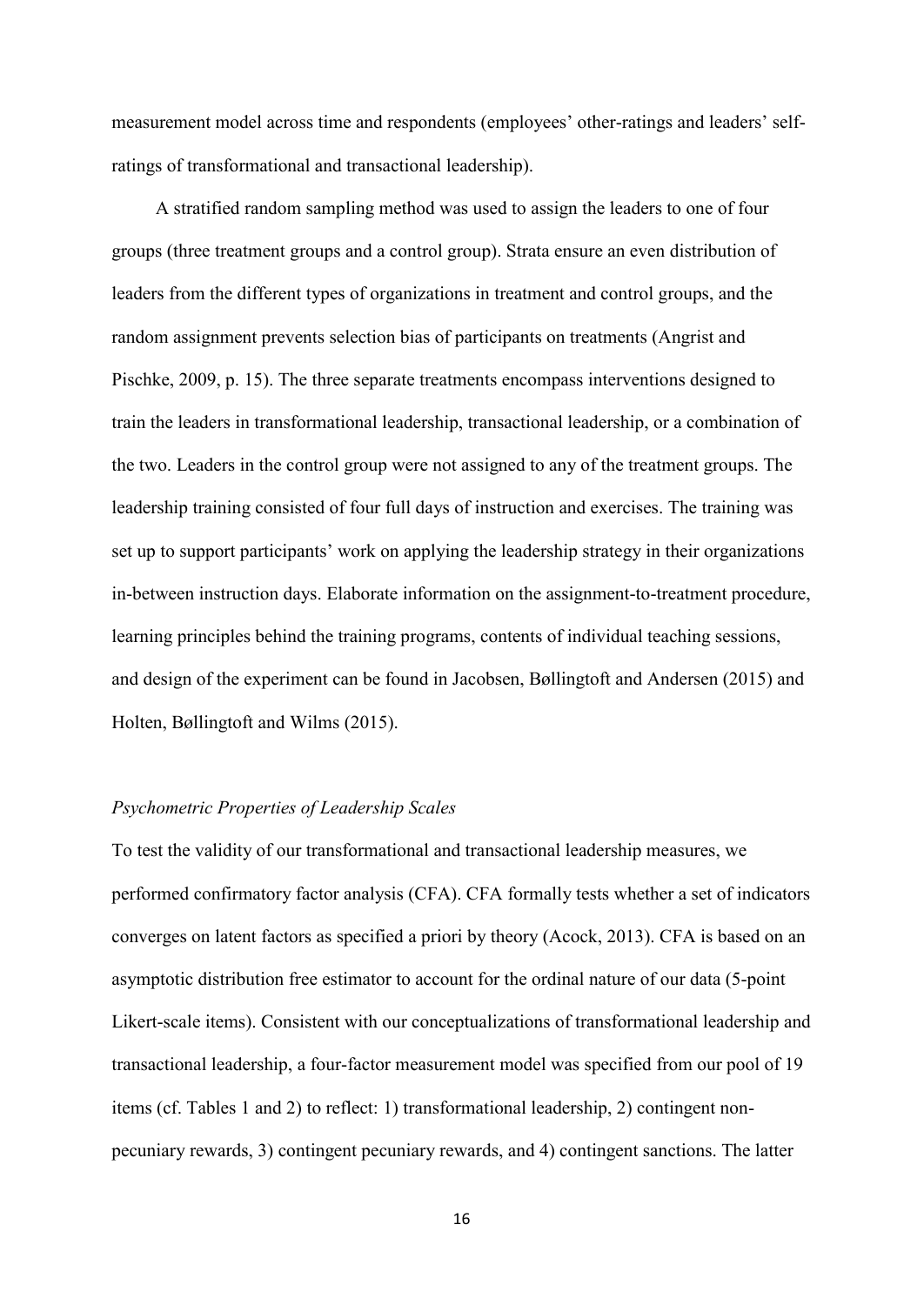measurement model across time and respondents (employees' other-ratings and leaders' self-ratings of transformational and transactional leadership).

A stratified random sampling method was used to assign the leaders to one of four groups (three treatment groups and a control group). Strata ensure an even distribution of leaders from the different types of organizations in treatment and control groups, and the random assignment prevents selection bias of participants on treatments (Angrist and Pischke, 2009, p. 15). The three separate treatments encompass interventions designed to train the leaders in transformational leadership, transactional leadership, or a combination of the two. Leaders in the control group were not assigned to any of the treatment groups. The leadership training consisted of four full days of instruction and exercises. The training was set up to support participants' work on applying the leadership strategy in their organizations in-between instruction days. Elaborate information on the assignment-to-treatment procedure, learning principles behind the training programs, contents of individual teaching sessions, and design of the experiment can be found in Jacobsen, Bøllingtoft and Andersen (2015) and Holten, Bøllingtoft and Wilms (2015).

### *Psychometric Properties of Leadership Scales*

To test the validity of our transformational and transactional leadership measures, we performed confirmatory factor analysis (CFA). CFA formally tests whether a set of indicators converges on latent factors as specified a priori by theory (Acock, 2013). CFA is based on an asymptotic distribution free estimator to account for the ordinal nature of our data (5-point Likert-scale items). Consistent with our conceptualizations of transformational leadership and transactional leadership, a four-factor measurement model was specified from our pool of 19 items (cf. Tables 1 and 2) to reflect: 1) transformational leadership, 2) contingent non-pecuniary rewards, 3) contingent pecuniary rewards, and 4) contingent sanctions. The latter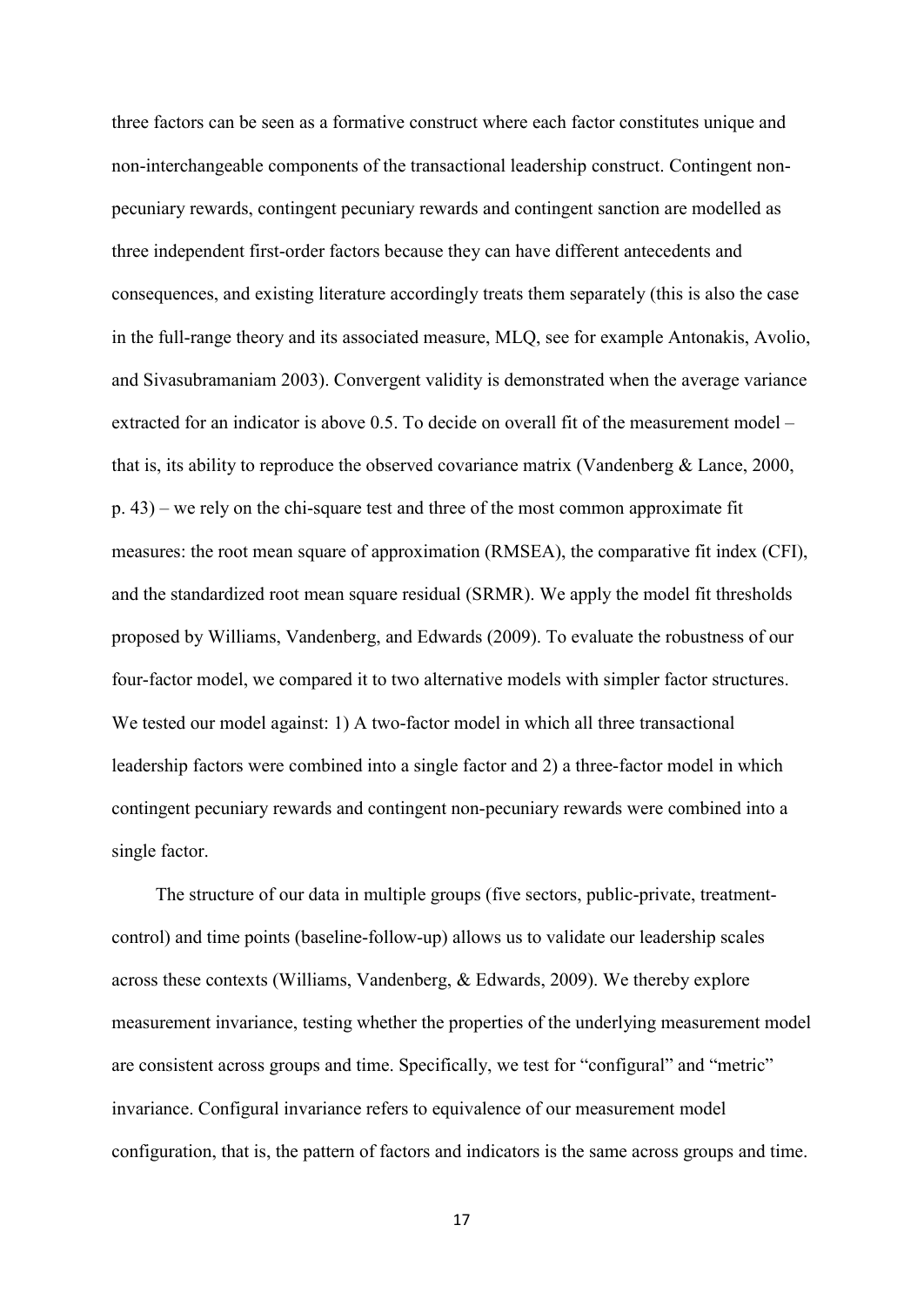three factors can be seen as a formative construct where each factor constitutes unique and non-interchangeable components of the transactional leadership construct. Contingent non-pecuniary rewards, contingent pecuniary rewards and contingent sanction are modelled as three independent first-order factors because they can have different antecedents and consequences, and existing literature accordingly treats them separately (this is also the case in the full-range theory and its associated measure, MLQ, see for example Antonakis, Avolio, and Sivasubramaniam 2003). Convergent validity is demonstrated when the average variance extracted for an indicator is above 0.5. To decide on overall fit of the measurement model – that is, its ability to reproduce the observed covariance matrix (Vandenberg & Lance, 2000, p. 43) – we rely on the chi-square test and three of the most common approximate fit measures: the root mean square of approximation (RMSEA), the comparative fit index (CFI), and the standardized root mean square residual (SRMR). We apply the model fit thresholds proposed by Williams, Vandenberg, and Edwards (2009). To evaluate the robustness of our four-factor model, we compared it to two alternative models with simpler factor structures. We tested our model against: 1) A two-factor model in which all three transactional leadership factors were combined into a single factor and 2) a three-factor model in which contingent pecuniary rewards and contingent non-pecuniary rewards were combined into a single factor.

The structure of our data in multiple groups (five sectors, public-private, treatment-control) and time points (baseline-follow-up) allows us to validate our leadership scales across these contexts (Williams, Vandenberg, & Edwards, 2009). We thereby explore measurement invariance, testing whether the properties of the underlying measurement model are consistent across groups and time. Specifically, we test for "configural" and "metric" invariance. Configural invariance refers to equivalence of our measurement model configuration, that is, the pattern of factors and indicators is the same across groups and time.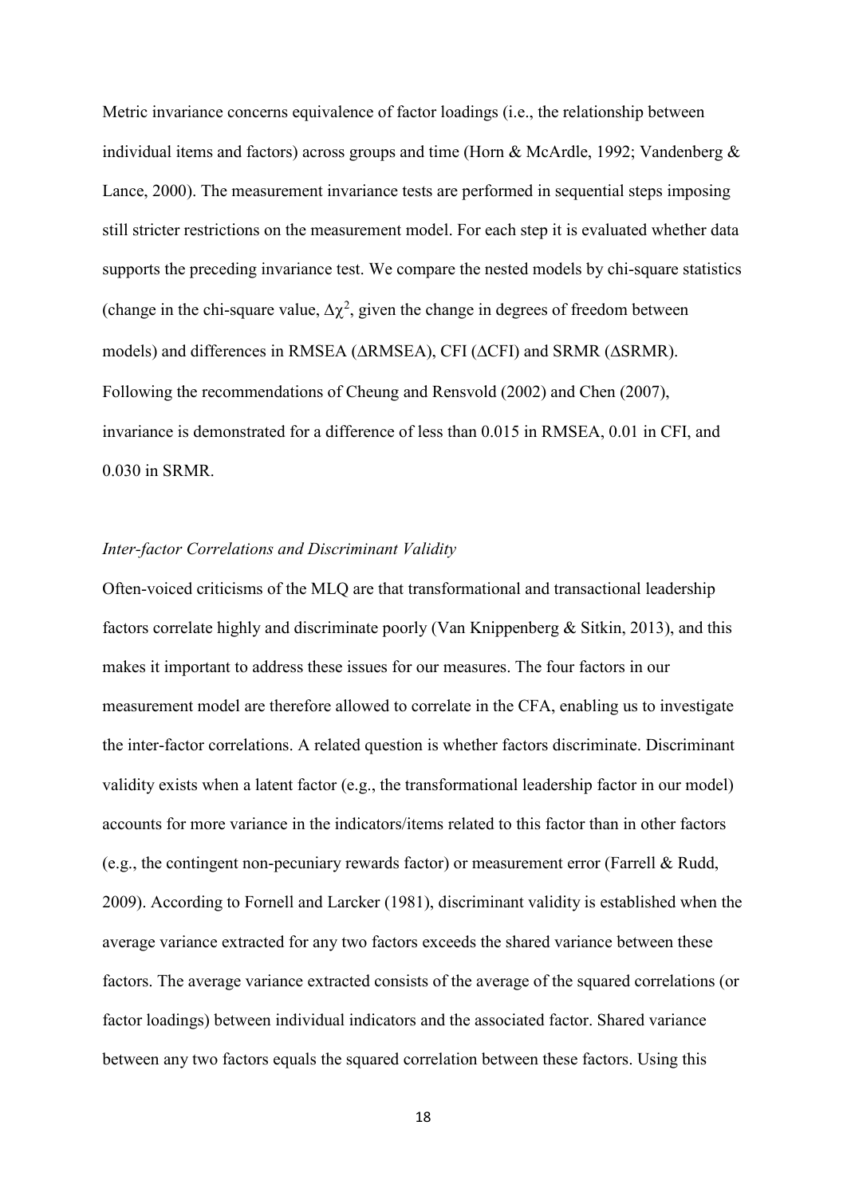Metric invariance concerns equivalence of factor loadings (i.e., the relationship between individual items and factors) across groups and time (Horn & McArdle, 1992; Vandenberg & Lance, 2000). The measurement invariance tests are performed in sequential steps imposing still stricter restrictions on the measurement model. For each step it is evaluated whether data supports the preceding invariance test. We compare the nested models by chi-square statistics (change in the chi-square value, $\Delta\chi^2$, given the change in degrees of freedom between models) and differences in RMSEA (ΔRMSEA), CFI (ΔCFI) and SRMR (ΔSRMR). Following the recommendations of Cheung and Rensvold (2002) and Chen (2007), invariance is demonstrated for a difference of less than 0.015 in RMSEA, 0.01 in CFI, and 0.030 in SRMR.

### *Inter-factor Correlations and Discriminant Validity*

Often-voiced criticisms of the MLQ are that transformational and transactional leadership factors correlate highly and discriminate poorly (Van Knippenberg & Sitkin, 2013), and this makes it important to address these issues for our measures. The four factors in our measurement model are therefore allowed to correlate in the CFA, enabling us to investigate the inter-factor correlations. A related question is whether factors discriminate. Discriminant validity exists when a latent factor (e.g., the transformational leadership factor in our model) accounts for more variance in the indicators/items related to this factor than in other factors (e.g., the contingent non-pecuniary rewards factor) or measurement error (Farrell & Rudd, 2009). According to Fornell and Larcker (1981), discriminant validity is established when the average variance extracted for any two factors exceeds the shared variance between these factors. The average variance extracted consists of the average of the squared correlations (or factor loadings) between individual indicators and the associated factor. Shared variance between any two factors equals the squared correlation between these factors. Using this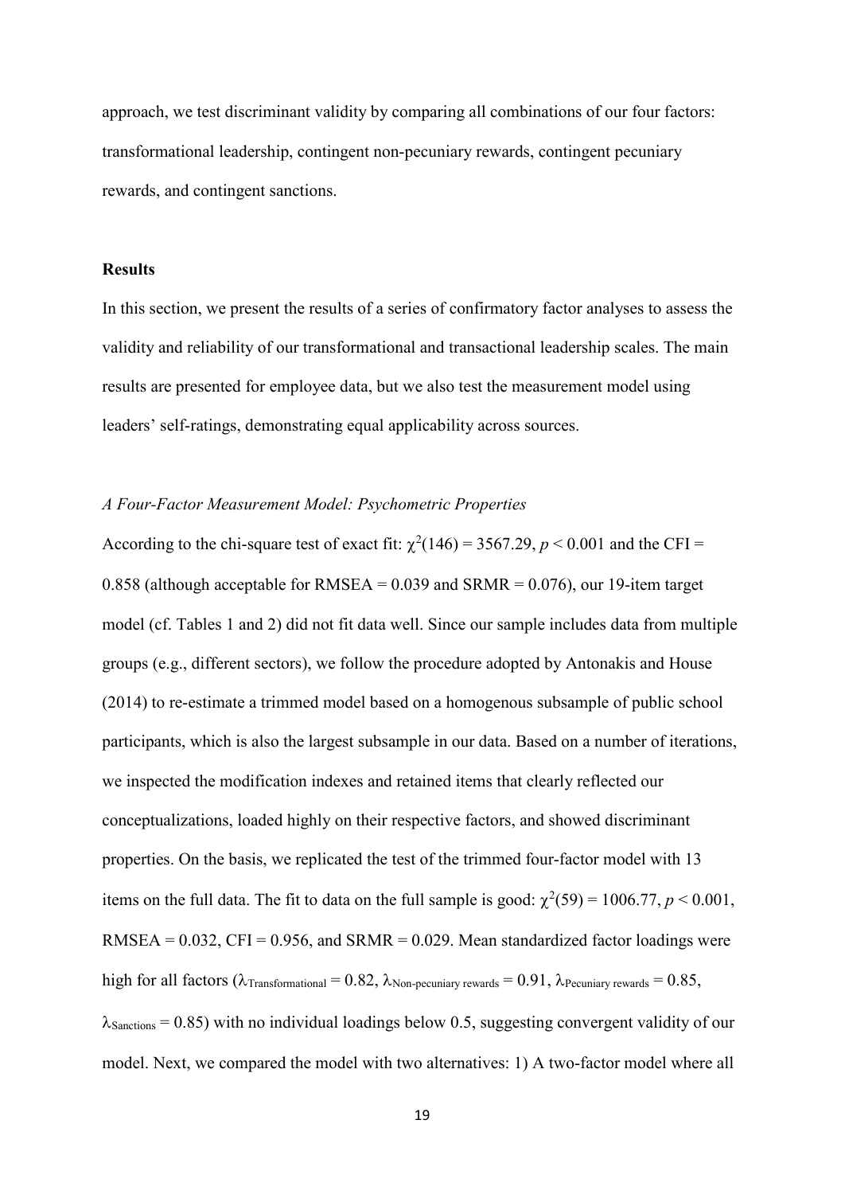approach, we test discriminant validity by comparing all combinations of our four factors: transformational leadership, contingent non-pecuniary rewards, contingent pecuniary rewards, and contingent sanctions.

**Results**

In this section, we present the results of a series of confirmatory factor analyses to assess the validity and reliability of our transformational and transactional leadership scales. The main results are presented for employee data, but we also test the measurement model using leaders' self-ratings, demonstrating equal applicability across sources.

*A Four-Factor Measurement Model: Psychometric Properties*

According to the chi-square test of exact fit: $\chi^2(146) = 3567.29$, $p < 0.001$ and the CFI = 0.858 (although acceptable for RMSEA = 0.039 and SRMR = 0.076), our 19-item target model (cf. Tables 1 and 2) did not fit data well. Since our sample includes data from multiple groups (e.g., different sectors), we follow the procedure adopted by Antonakis and House (2014) to re-estimate a trimmed model based on a homogenous subsample of public school participants, which is also the largest subsample in our data. Based on a number of iterations, we inspected the modification indexes and retained items that clearly reflected our conceptualizations, loaded highly on their respective factors, and showed discriminant properties. On the basis, we replicated the test of the trimmed four-factor model with 13 items on the full data. The fit to data on the full sample is good: $\chi^2(59) = 1006.77$, $p < 0.001$, RMSEA = 0.032, CFI = 0.956, and SRMR = 0.029. Mean standardized factor loadings were high for all factors ($\lambda_{\text{Transformational}} = 0.82$, $\lambda_{\text{Non-pecuniary rewards}} = 0.91$, $\lambda_{\text{Pecuniary rewards}} = 0.85$, $\lambda_{\text{Sanctions}} = 0.85$) with no individual loadings below 0.5, suggesting convergent validity of our model. Next, we compared the model with two alternatives: 1) A two-factor model where all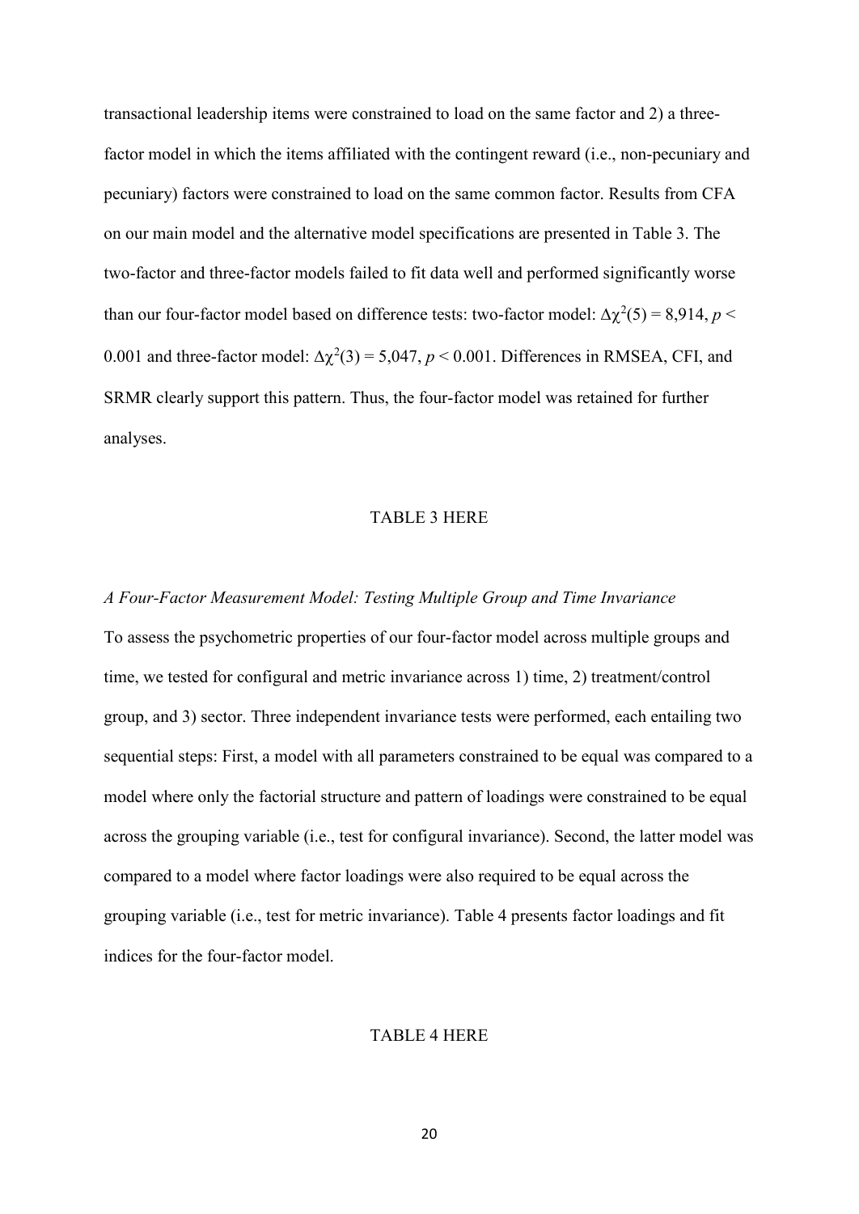transactional leadership items were constrained to load on the same factor and 2) a three-factor model in which the items affiliated with the contingent reward (i.e., non-pecuniary and pecuniary) factors were constrained to load on the same common factor. Results from CFA on our main model and the alternative model specifications are presented in Table 3. The two-factor and three-factor models failed to fit data well and performed significantly worse than our four-factor model based on difference tests: two-factor model: $\Delta\chi^2(5) = 8{,}914$, $p < 0.001$ and three-factor model: $\Delta\chi^2(3) = 5{,}047$, $p < 0.001$. Differences in RMSEA, CFI, and SRMR clearly support this pattern. Thus, the four-factor model was retained for further analyses.

TABLE 3 HERE

*A Four-Factor Measurement Model: Testing Multiple Group and Time Invariance*

To assess the psychometric properties of our four-factor model across multiple groups and time, we tested for configural and metric invariance across 1) time, 2) treatment/control group, and 3) sector. Three independent invariance tests were performed, each entailing two sequential steps: First, a model with all parameters constrained to be equal was compared to a model where only the factorial structure and pattern of loadings were constrained to be equal across the grouping variable (i.e., test for configural invariance). Second, the latter model was compared to a model where factor loadings were also required to be equal across the grouping variable (i.e., test for metric invariance). Table 4 presents factor loadings and fit indices for the four-factor model.

TABLE 4 HERE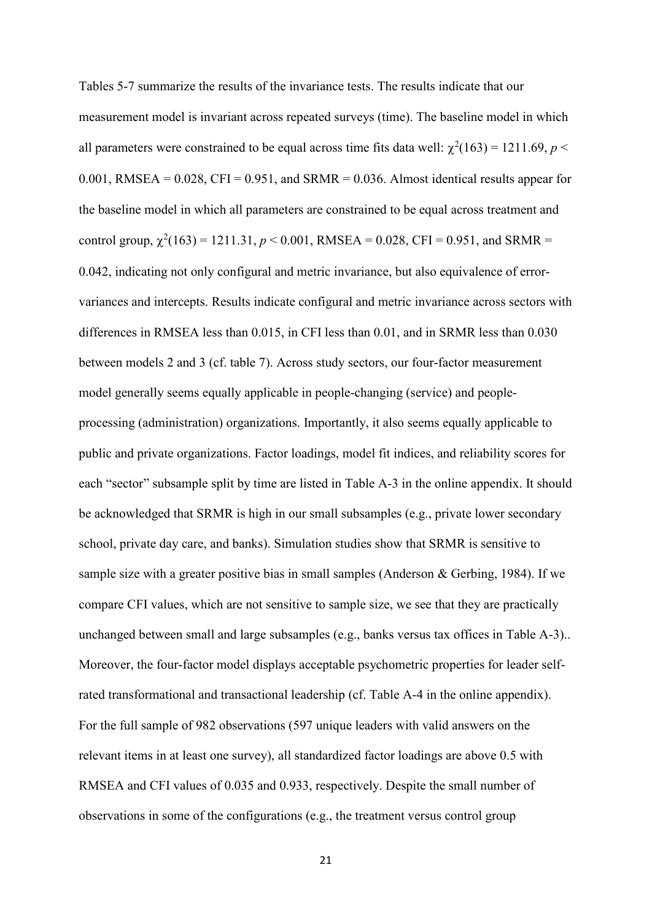Tables 5-7 summarize the results of the invariance tests. The results indicate that our measurement model is invariant across repeated surveys (time). The baseline model in which all parameters were constrained to be equal across time fits data well: $\chi^2(163) = 1211.69$, $p < 0.001$, RMSEA = 0.028, CFI = 0.951, and SRMR = 0.036. Almost identical results appear for the baseline model in which all parameters are constrained to be equal across treatment and control group, $\chi^2(163) = 1211.31$, $p < 0.001$, RMSEA = 0.028, CFI = 0.951, and SRMR = 0.042, indicating not only configural and metric invariance, but also equivalence of error-variances and intercepts. Results indicate configural and metric invariance across sectors with differences in RMSEA less than 0.015, in CFI less than 0.01, and in SRMR less than 0.030 between models 2 and 3 (cf. table 7). Across study sectors, our four-factor measurement model generally seems equally applicable in people-changing (service) and people-processing (administration) organizations. Importantly, it also seems equally applicable to public and private organizations. Factor loadings, model fit indices, and reliability scores for each "sector" subsample split by time are listed in Table A-3 in the online appendix. It should be acknowledged that SRMR is high in our small subsamples (e.g., private lower secondary school, private day care, and banks). Simulation studies show that SRMR is sensitive to sample size with a greater positive bias in small samples (Anderson & Gerbing, 1984). If we compare CFI values, which are not sensitive to sample size, we see that they are practically unchanged between small and large subsamples (e.g., banks versus tax offices in Table A-3).. Moreover, the four-factor model displays acceptable psychometric properties for leader self-rated transformational and transactional leadership (cf. Table A-4 in the online appendix). For the full sample of 982 observations (597 unique leaders with valid answers on the relevant items in at least one survey), all standardized factor loadings are above 0.5 with RMSEA and CFI values of 0.035 and 0.933, respectively. Despite the small number of observations in some of the configurations (e.g., the treatment versus control group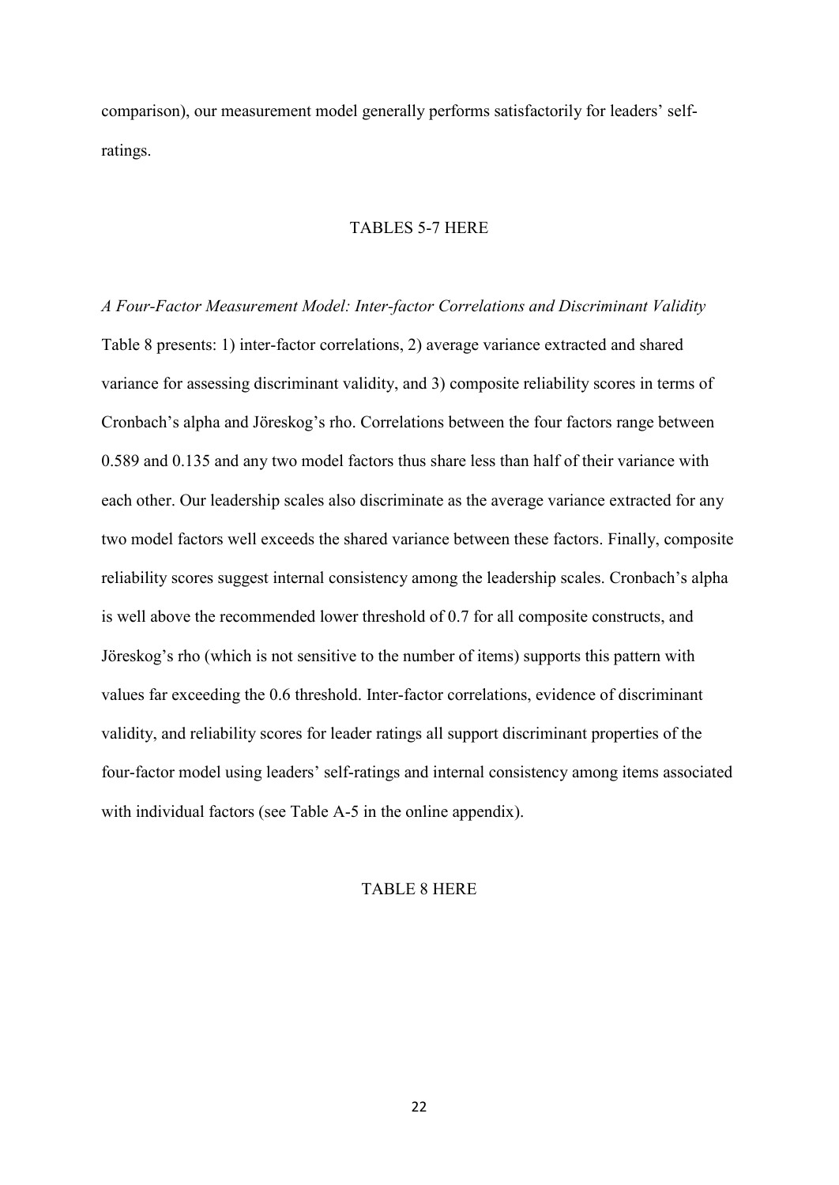comparison), our measurement model generally performs satisfactorily for leaders' self-ratings.

TABLES 5-7 HERE

*A Four-Factor Measurement Model: Inter-factor Correlations and Discriminant Validity*

Table 8 presents: 1) inter-factor correlations, 2) average variance extracted and shared variance for assessing discriminant validity, and 3) composite reliability scores in terms of Cronbach's alpha and Jöreskog's rho. Correlations between the four factors range between 0.589 and 0.135 and any two model factors thus share less than half of their variance with each other. Our leadership scales also discriminate as the average variance extracted for any two model factors well exceeds the shared variance between these factors. Finally, composite reliability scores suggest internal consistency among the leadership scales. Cronbach's alpha is well above the recommended lower threshold of 0.7 for all composite constructs, and Jöreskog's rho (which is not sensitive to the number of items) supports this pattern with values far exceeding the 0.6 threshold. Inter-factor correlations, evidence of discriminant validity, and reliability scores for leader ratings all support discriminant properties of the four-factor model using leaders' self-ratings and internal consistency among items associated with individual factors (see Table A-5 in the online appendix).

TABLE 8 HERE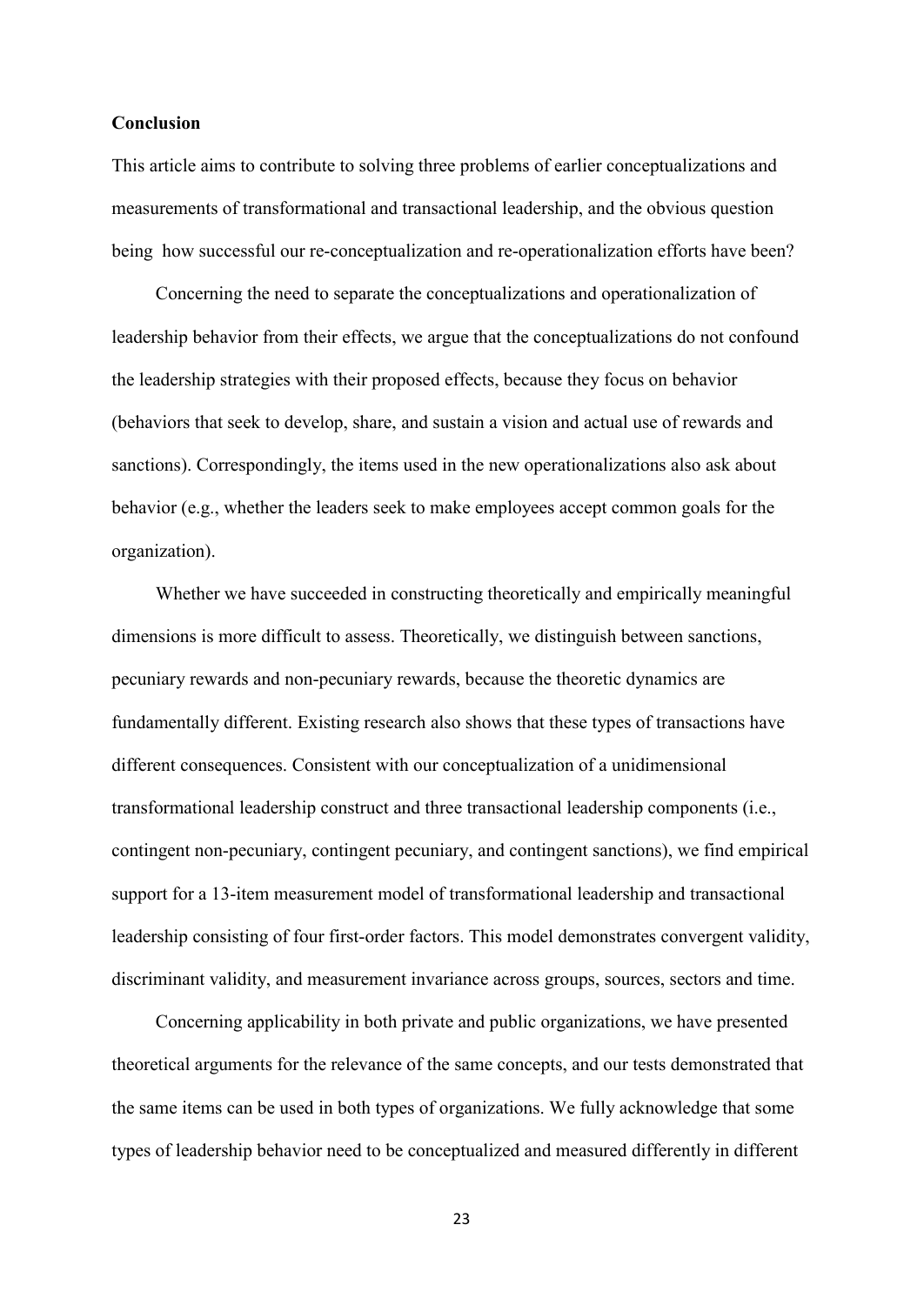**Conclusion**

This article aims to contribute to solving three problems of earlier conceptualizations and measurements of transformational and transactional leadership, and the obvious question being how successful our re-conceptualization and re-operationalization efforts have been?

Concerning the need to separate the conceptualizations and operationalization of leadership behavior from their effects, we argue that the conceptualizations do not confound the leadership strategies with their proposed effects, because they focus on behavior (behaviors that seek to develop, share, and sustain a vision and actual use of rewards and sanctions). Correspondingly, the items used in the new operationalizations also ask about behavior (e.g., whether the leaders seek to make employees accept common goals for the organization).

Whether we have succeeded in constructing theoretically and empirically meaningful dimensions is more difficult to assess. Theoretically, we distinguish between sanctions, pecuniary rewards and non-pecuniary rewards, because the theoretic dynamics are fundamentally different. Existing research also shows that these types of transactions have different consequences. Consistent with our conceptualization of a unidimensional transformational leadership construct and three transactional leadership components (i.e., contingent non-pecuniary, contingent pecuniary, and contingent sanctions), we find empirical support for a 13-item measurement model of transformational leadership and transactional leadership consisting of four first-order factors. This model demonstrates convergent validity, discriminant validity, and measurement invariance across groups, sources, sectors and time.

Concerning applicability in both private and public organizations, we have presented theoretical arguments for the relevance of the same concepts, and our tests demonstrated that the same items can be used in both types of organizations. We fully acknowledge that some types of leadership behavior need to be conceptualized and measured differently in different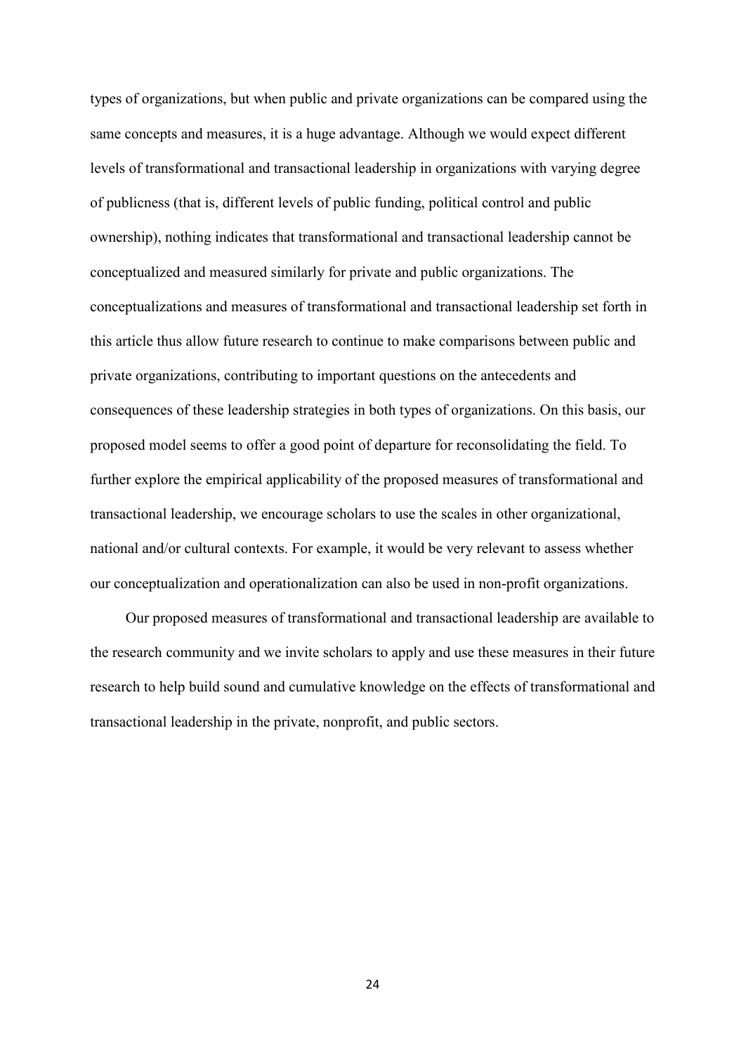types of organizations, but when public and private organizations can be compared using the same concepts and measures, it is a huge advantage. Although we would expect different levels of transformational and transactional leadership in organizations with varying degree of publicness (that is, different levels of public funding, political control and public ownership), nothing indicates that transformational and transactional leadership cannot be conceptualized and measured similarly for private and public organizations. The conceptualizations and measures of transformational and transactional leadership set forth in this article thus allow future research to continue to make comparisons between public and private organizations, contributing to important questions on the antecedents and consequences of these leadership strategies in both types of organizations. On this basis, our proposed model seems to offer a good point of departure for reconsolidating the field. To further explore the empirical applicability of the proposed measures of transformational and transactional leadership, we encourage scholars to use the scales in other organizational, national and/or cultural contexts. For example, it would be very relevant to assess whether our conceptualization and operationalization can also be used in non-profit organizations.

Our proposed measures of transformational and transactional leadership are available to the research community and we invite scholars to apply and use these measures in their future research to help build sound and cumulative knowledge on the effects of transformational and transactional leadership in the private, nonprofit, and public sectors.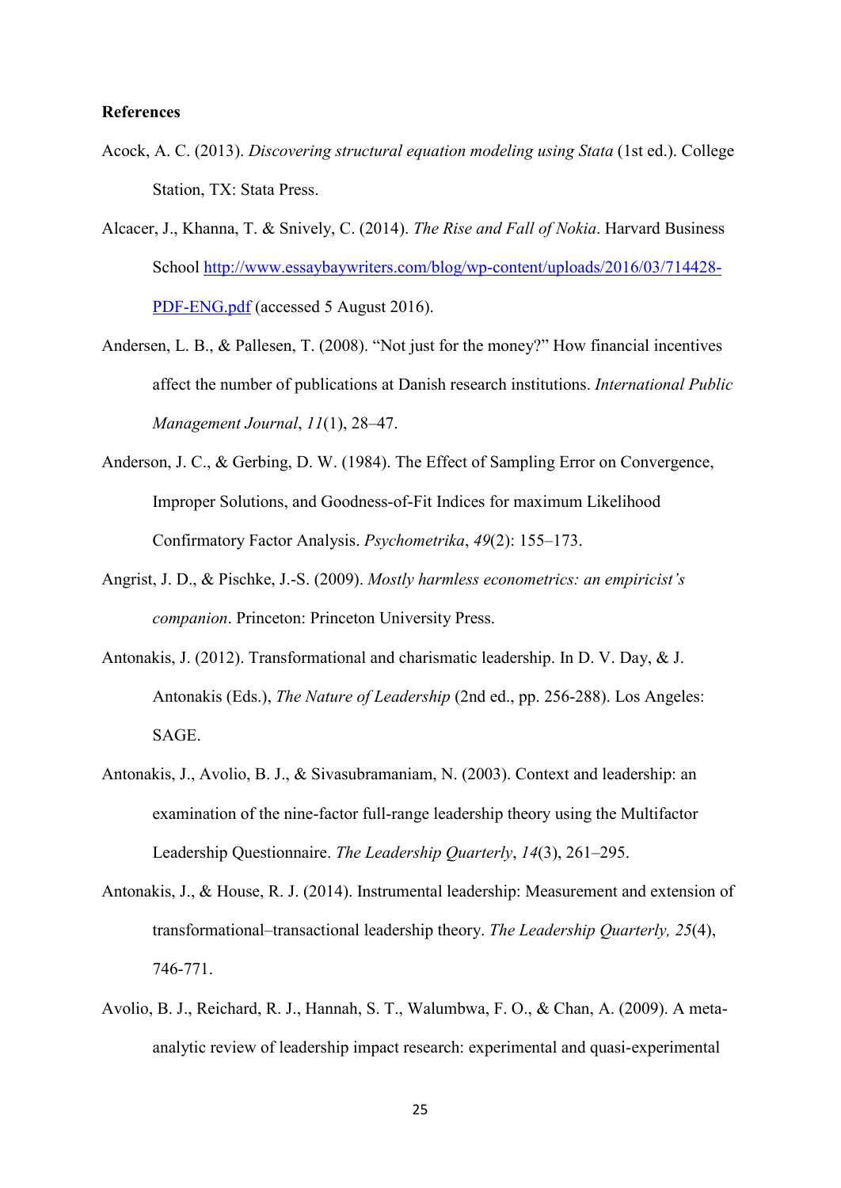**References**

Acock, A. C. (2013). *Discovering structural equation modeling using Stata* (1st ed.). College Station, TX: Stata Press.

Alcacer, J., Khanna, T. & Snively, C. (2014). *The Rise and Fall of Nokia*. Harvard Business School http://www.essaybaywriters.com/blog/wp-content/uploads/2016/03/714428-PDF-ENG.pdf (accessed 5 August 2016).

Andersen, L. B., & Pallesen, T. (2008). "Not just for the money?" How financial incentives affect the number of publications at Danish research institutions. *International Public Management Journal*, *11*(1), 28–47.

Anderson, J. C., & Gerbing, D. W. (1984). The Effect of Sampling Error on Convergence, Improper Solutions, and Goodness-of-Fit Indices for maximum Likelihood Confirmatory Factor Analysis. *Psychometrika*, *49*(2): 155–173.

Angrist, J. D., & Pischke, J.-S. (2009). *Mostly harmless econometrics: an empiricist's companion*. Princeton: Princeton University Press.

Antonakis, J. (2012). Transformational and charismatic leadership. In D. V. Day, & J. Antonakis (Eds.), *The Nature of Leadership* (2nd ed., pp. 256-288). Los Angeles: SAGE.

Antonakis, J., Avolio, B. J., & Sivasubramaniam, N. (2003). Context and leadership: an examination of the nine-factor full-range leadership theory using the Multifactor Leadership Questionnaire. *The Leadership Quarterly*, *14*(3), 261–295.

Antonakis, J., & House, R. J. (2014). Instrumental leadership: Measurement and extension of transformational–transactional leadership theory. *The Leadership Quarterly, 25*(4), 746-771.

Avolio, B. J., Reichard, R. J., Hannah, S. T., Walumbwa, F. O., & Chan, A. (2009). A meta-analytic review of leadership impact research: experimental and quasi-experimental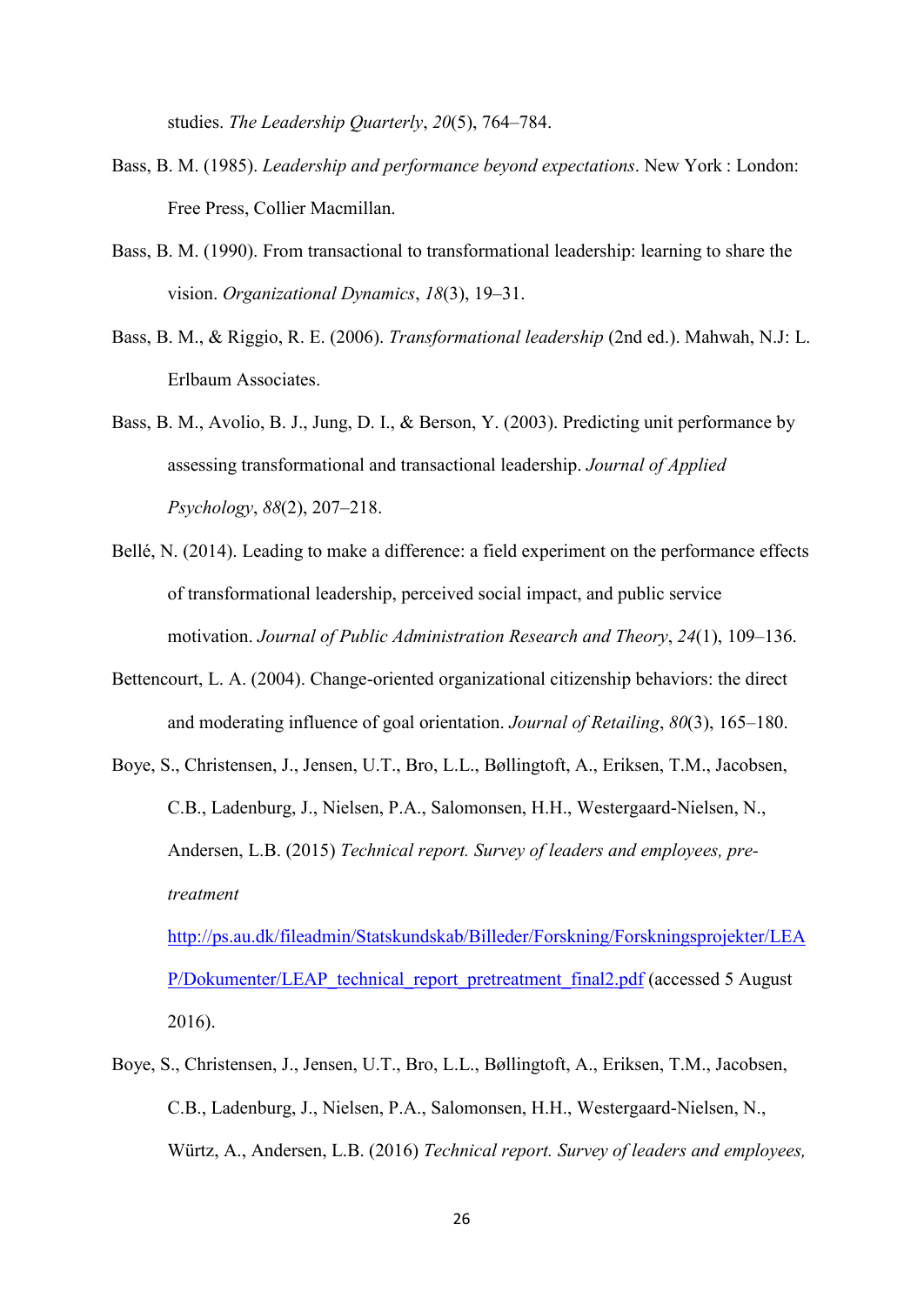studies. *The Leadership Quarterly*, *20*(5), 764–784.

Bass, B. M. (1985). *Leadership and performance beyond expectations*. New York : London: Free Press, Collier Macmillan.

Bass, B. M. (1990). From transactional to transformational leadership: learning to share the vision. *Organizational Dynamics*, *18*(3), 19–31.

Bass, B. M., & Riggio, R. E. (2006). *Transformational leadership* (2nd ed.). Mahwah, N.J: L. Erlbaum Associates.

Bass, B. M., Avolio, B. J., Jung, D. I., & Berson, Y. (2003). Predicting unit performance by assessing transformational and transactional leadership. *Journal of Applied Psychology*, *88*(2), 207–218.

Bellé, N. (2014). Leading to make a difference: a field experiment on the performance effects of transformational leadership, perceived social impact, and public service motivation. *Journal of Public Administration Research and Theory*, *24*(1), 109–136.

Bettencourt, L. A. (2004). Change-oriented organizational citizenship behaviors: the direct and moderating influence of goal orientation. *Journal of Retailing*, *80*(3), 165–180.

Boye, S., Christensen, J., Jensen, U.T., Bro, L.L., Bøllingtoft, A., Eriksen, T.M., Jacobsen, C.B., Ladenburg, J., Nielsen, P.A., Salomonsen, H.H., Westergaard-Nielsen, N., Andersen, L.B. (2015) *Technical report. Survey of leaders and employees, pre-treatment* http://ps.au.dk/fileadmin/Statskundskab/Billeder/Forskning/Forskningsprojekter/LEAP/Dokumenter/LEAP_technical_report_pretreatment_final2.pdf (accessed 5 August 2016).

Boye, S., Christensen, J., Jensen, U.T., Bro, L.L., Bøllingtoft, A., Eriksen, T.M., Jacobsen, C.B., Ladenburg, J., Nielsen, P.A., Salomonsen, H.H., Westergaard-Nielsen, N., Würtz, A., Andersen, L.B. (2016) *Technical report. Survey of leaders and employees,*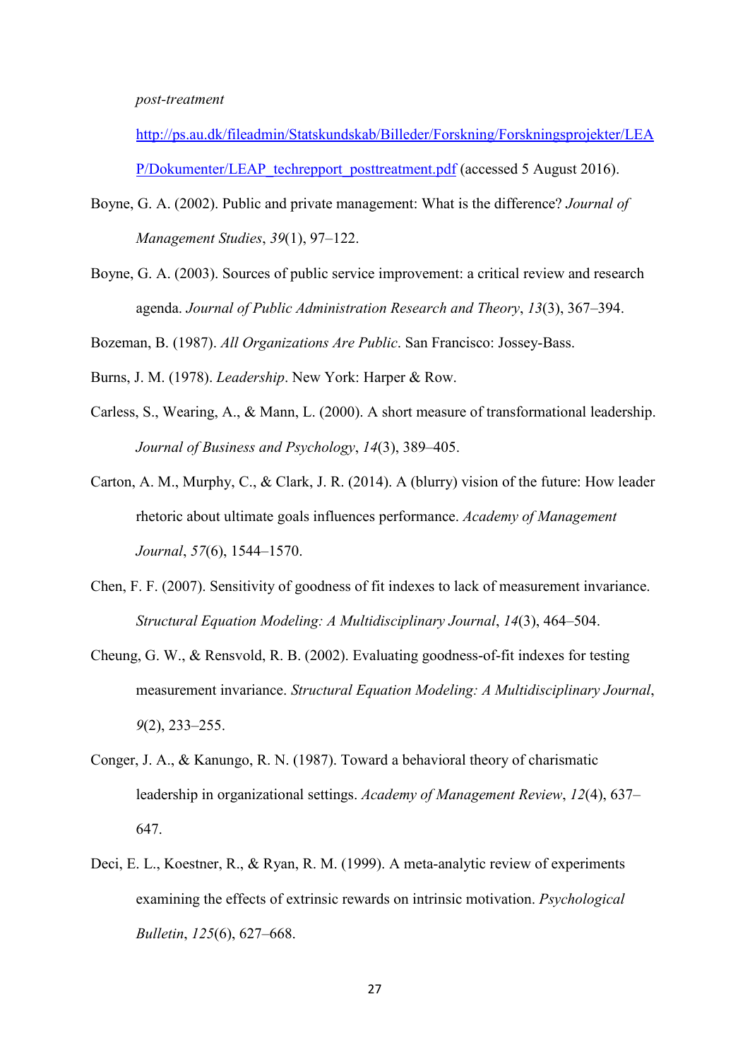*post-treatment* http://ps.au.dk/fileadmin/Statskundskab/Billeder/Forskning/Forskningsprojekter/LEAP/Dokumenter/LEAP_techrepport_posttreatment.pdf (accessed 5 August 2016).

Boyne, G. A. (2002). Public and private management: What is the difference? *Journal of Management Studies*, *39*(1), 97–122.

Boyne, G. A. (2003). Sources of public service improvement: a critical review and research agenda. *Journal of Public Administration Research and Theory*, *13*(3), 367–394.

Bozeman, B. (1987). *All Organizations Are Public*. San Francisco: Jossey-Bass.

Burns, J. M. (1978). *Leadership*. New York: Harper & Row.

Carless, S., Wearing, A., & Mann, L. (2000). A short measure of transformational leadership. *Journal of Business and Psychology*, *14*(3), 389–405.

Carton, A. M., Murphy, C., & Clark, J. R. (2014). A (blurry) vision of the future: How leader rhetoric about ultimate goals influences performance. *Academy of Management Journal*, *57*(6), 1544–1570.

Chen, F. F. (2007). Sensitivity of goodness of fit indexes to lack of measurement invariance. *Structural Equation Modeling: A Multidisciplinary Journal*, *14*(3), 464–504.

Cheung, G. W., & Rensvold, R. B. (2002). Evaluating goodness-of-fit indexes for testing measurement invariance. *Structural Equation Modeling: A Multidisciplinary Journal*, *9*(2), 233–255.

Conger, J. A., & Kanungo, R. N. (1987). Toward a behavioral theory of charismatic leadership in organizational settings. *Academy of Management Review*, *12*(4), 637–647.

Deci, E. L., Koestner, R., & Ryan, R. M. (1999). A meta-analytic review of experiments examining the effects of extrinsic rewards on intrinsic motivation. *Psychological Bulletin*, *125*(6), 627–668.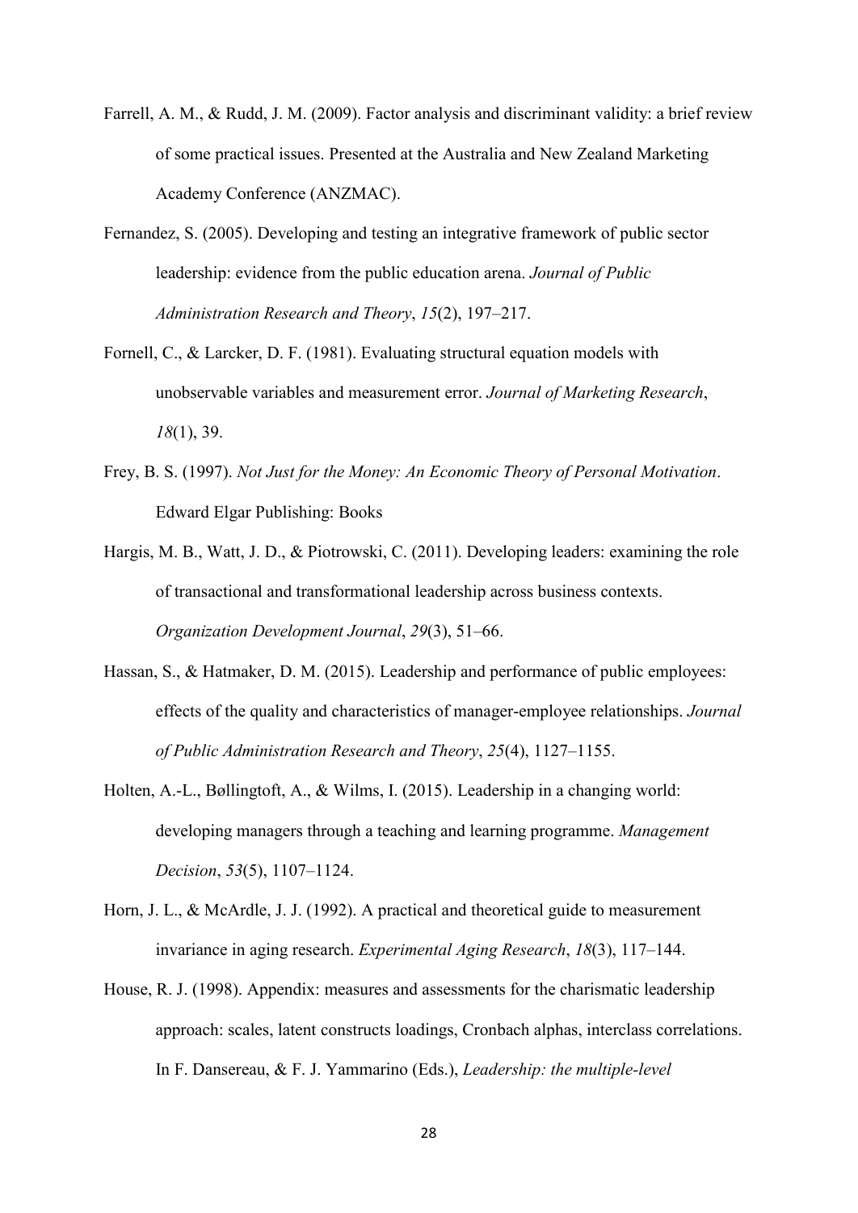Farrell, A. M., & Rudd, J. M. (2009). Factor analysis and discriminant validity: a brief review of some practical issues. Presented at the Australia and New Zealand Marketing Academy Conference (ANZMAC).

Fernandez, S. (2005). Developing and testing an integrative framework of public sector leadership: evidence from the public education arena. *Journal of Public Administration Research and Theory*, *15*(2), 197–217.

Fornell, C., & Larcker, D. F. (1981). Evaluating structural equation models with unobservable variables and measurement error. *Journal of Marketing Research*, *18*(1), 39.

Frey, B. S. (1997). *Not Just for the Money: An Economic Theory of Personal Motivation*. Edward Elgar Publishing: Books

Hargis, M. B., Watt, J. D., & Piotrowski, C. (2011). Developing leaders: examining the role of transactional and transformational leadership across business contexts. *Organization Development Journal*, *29*(3), 51–66.

Hassan, S., & Hatmaker, D. M. (2015). Leadership and performance of public employees: effects of the quality and characteristics of manager-employee relationships. *Journal of Public Administration Research and Theory*, *25*(4), 1127–1155.

Holten, A.-L., Bøllingtoft, A., & Wilms, I. (2015). Leadership in a changing world: developing managers through a teaching and learning programme. *Management Decision*, *53*(5), 1107–1124.

Horn, J. L., & McArdle, J. J. (1992). A practical and theoretical guide to measurement invariance in aging research. *Experimental Aging Research*, *18*(3), 117–144.

House, R. J. (1998). Appendix: measures and assessments for the charismatic leadership approach: scales, latent constructs loadings, Cronbach alphas, interclass correlations. In F. Dansereau, & F. J. Yammarino (Eds.), *Leadership: the multiple-level*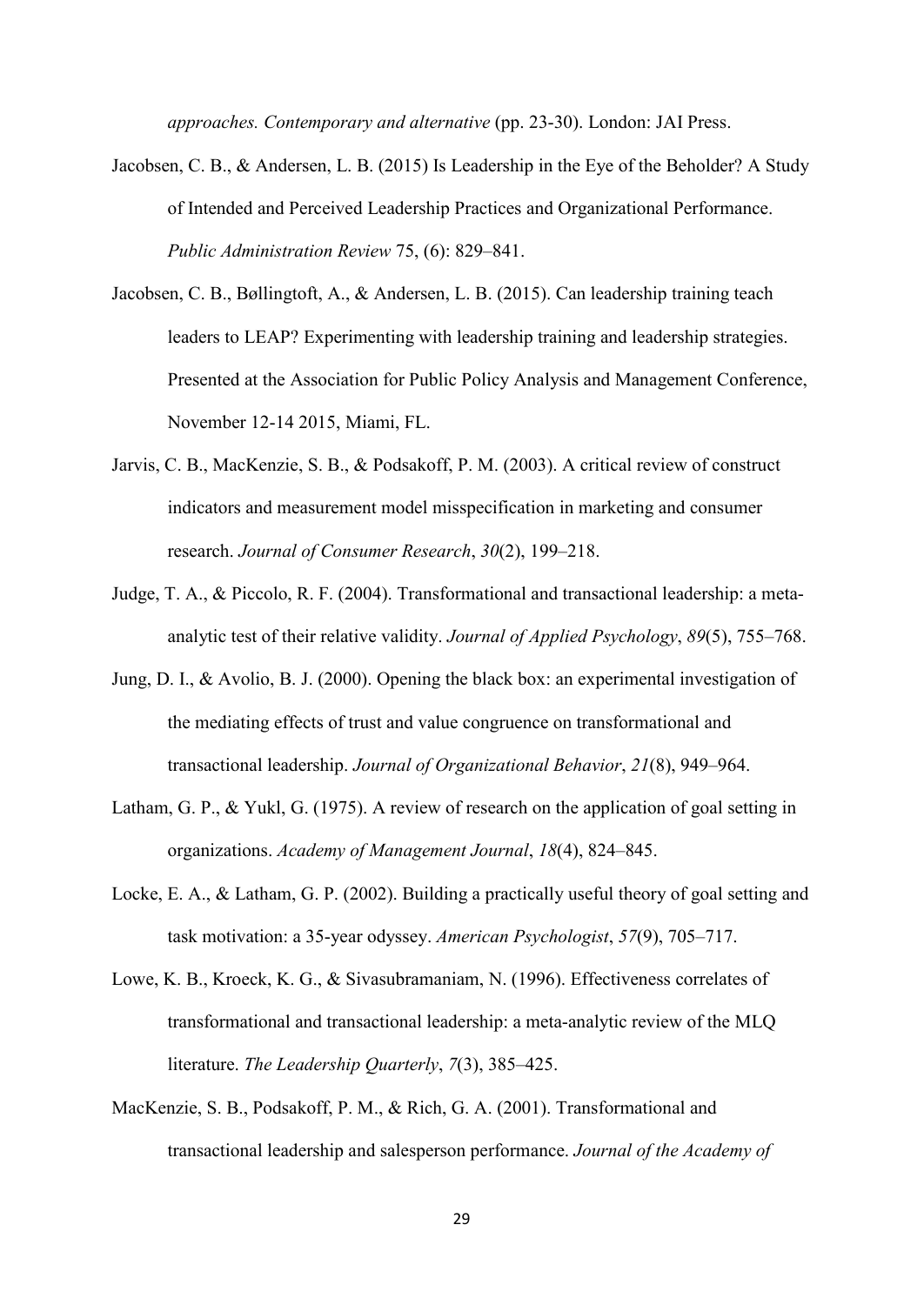*approaches. Contemporary and alternative* (pp. 23-30). London: JAI Press.

Jacobsen, C. B., & Andersen, L. B. (2015) Is Leadership in the Eye of the Beholder? A Study of Intended and Perceived Leadership Practices and Organizational Performance. *Public Administration Review* 75, (6): 829–841.

Jacobsen, C. B., Bøllingtoft, A., & Andersen, L. B. (2015). Can leadership training teach leaders to LEAP? Experimenting with leadership training and leadership strategies. Presented at the Association for Public Policy Analysis and Management Conference, November 12-14 2015, Miami, FL.

Jarvis, C. B., MacKenzie, S. B., & Podsakoff, P. M. (2003). A critical review of construct indicators and measurement model misspecification in marketing and consumer research. *Journal of Consumer Research*, *30*(2), 199–218.

Judge, T. A., & Piccolo, R. F. (2004). Transformational and transactional leadership: a meta-analytic test of their relative validity. *Journal of Applied Psychology*, *89*(5), 755–768.

Jung, D. I., & Avolio, B. J. (2000). Opening the black box: an experimental investigation of the mediating effects of trust and value congruence on transformational and transactional leadership. *Journal of Organizational Behavior*, *21*(8), 949–964.

Latham, G. P., & Yukl, G. (1975). A review of research on the application of goal setting in organizations. *Academy of Management Journal*, *18*(4), 824–845.

Locke, E. A., & Latham, G. P. (2002). Building a practically useful theory of goal setting and task motivation: a 35-year odyssey. *American Psychologist*, *57*(9), 705–717.

Lowe, K. B., Kroeck, K. G., & Sivasubramaniam, N. (1996). Effectiveness correlates of transformational and transactional leadership: a meta-analytic review of the MLQ literature. *The Leadership Quarterly*, *7*(3), 385–425.

MacKenzie, S. B., Podsakoff, P. M., & Rich, G. A. (2001). Transformational and transactional leadership and salesperson performance. *Journal of the Academy of*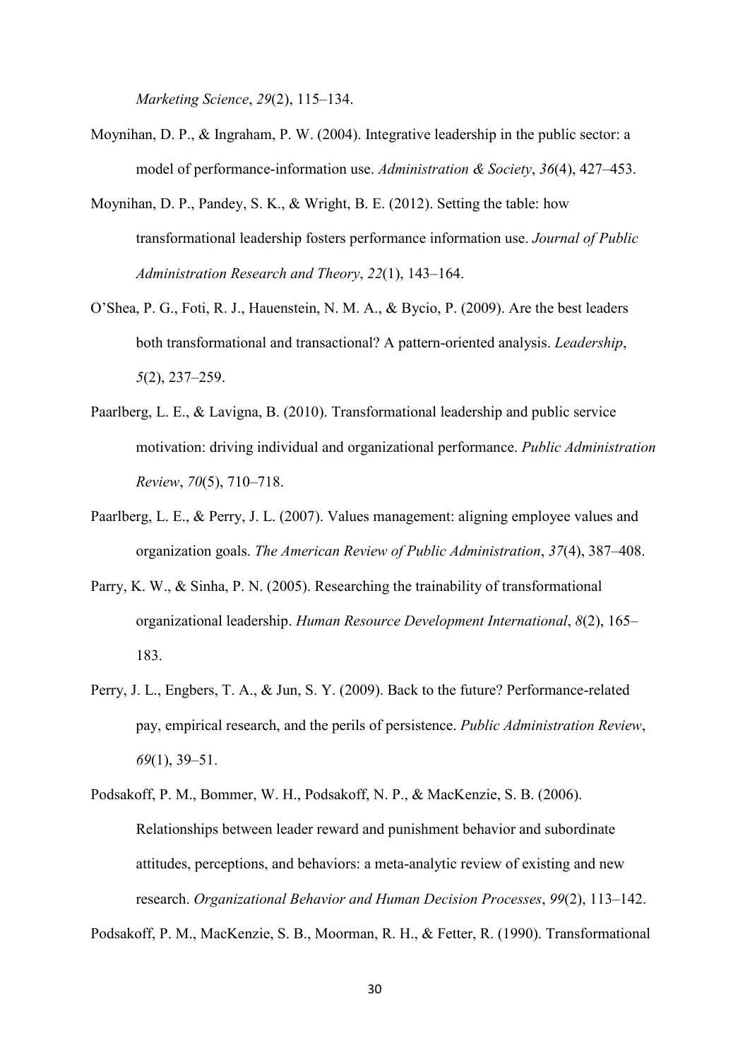*Marketing Science*, *29*(2), 115–134.

Moynihan, D. P., & Ingraham, P. W. (2004). Integrative leadership in the public sector: a model of performance-information use. *Administration & Society*, *36*(4), 427–453.

Moynihan, D. P., Pandey, S. K., & Wright, B. E. (2012). Setting the table: how transformational leadership fosters performance information use. *Journal of Public Administration Research and Theory*, *22*(1), 143–164.

O'Shea, P. G., Foti, R. J., Hauenstein, N. M. A., & Bycio, P. (2009). Are the best leaders both transformational and transactional? A pattern-oriented analysis. *Leadership*, *5*(2), 237–259.

Paarlberg, L. E., & Lavigna, B. (2010). Transformational leadership and public service motivation: driving individual and organizational performance. *Public Administration Review*, *70*(5), 710–718.

Paarlberg, L. E., & Perry, J. L. (2007). Values management: aligning employee values and organization goals. *The American Review of Public Administration*, *37*(4), 387–408.

Parry, K. W., & Sinha, P. N. (2005). Researching the trainability of transformational organizational leadership. *Human Resource Development International*, *8*(2), 165–183.

Perry, J. L., Engbers, T. A., & Jun, S. Y. (2009). Back to the future? Performance-related pay, empirical research, and the perils of persistence. *Public Administration Review*, *69*(1), 39–51.

Podsakoff, P. M., Bommer, W. H., Podsakoff, N. P., & MacKenzie, S. B. (2006). Relationships between leader reward and punishment behavior and subordinate attitudes, perceptions, and behaviors: a meta-analytic review of existing and new research. *Organizational Behavior and Human Decision Processes*, *99*(2), 113–142.

Podsakoff, P. M., MacKenzie, S. B., Moorman, R. H., & Fetter, R. (1990). Transformational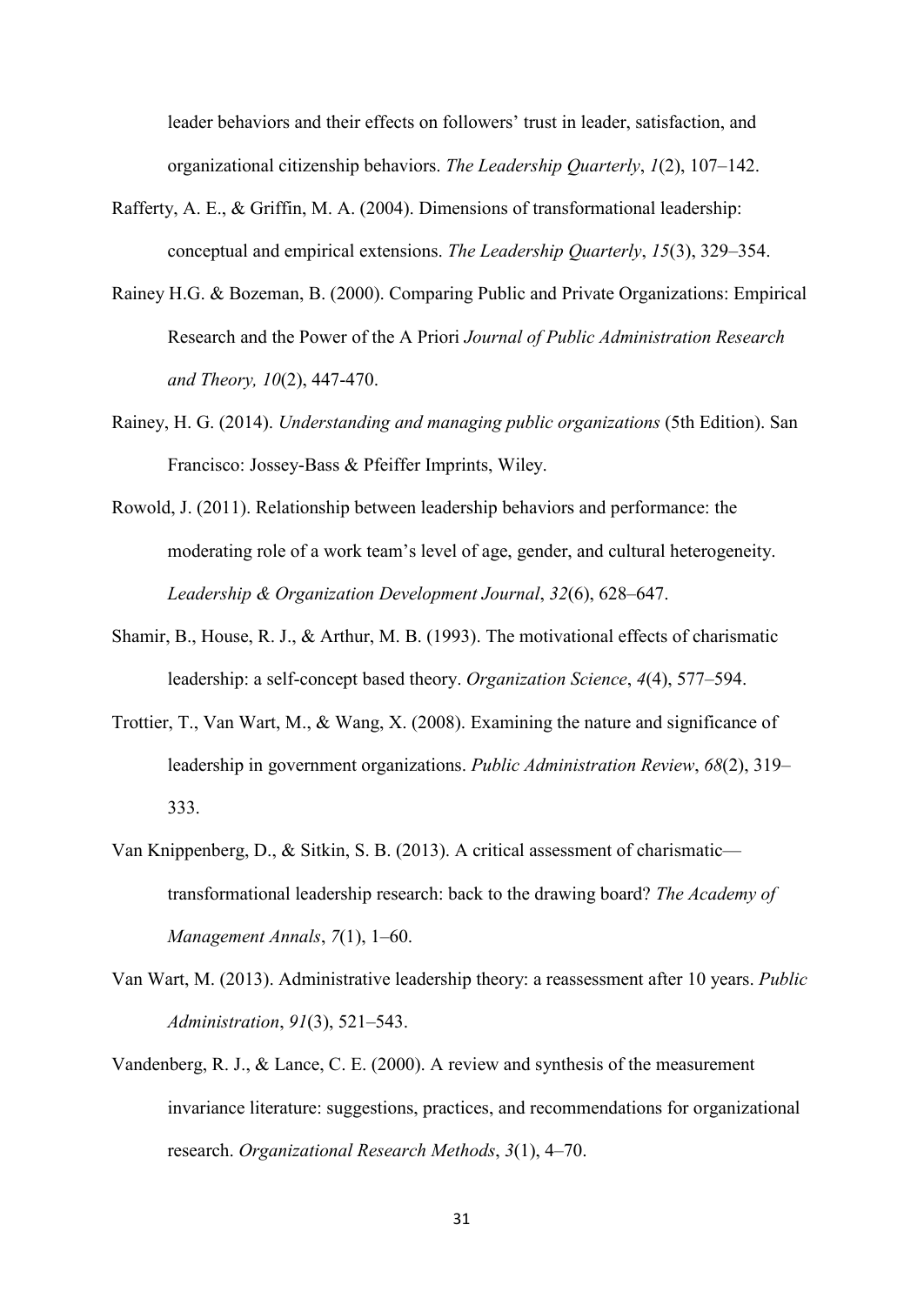leader behaviors and their effects on followers' trust in leader, satisfaction, and organizational citizenship behaviors. *The Leadership Quarterly*, *1*(2), 107–142.

Rafferty, A. E., & Griffin, M. A. (2004). Dimensions of transformational leadership: conceptual and empirical extensions. *The Leadership Quarterly*, *15*(3), 329–354.

Rainey H.G. & Bozeman, B. (2000). Comparing Public and Private Organizations: Empirical Research and the Power of the A Priori *Journal of Public Administration Research and Theory, 10*(2), 447-470.

Rainey, H. G. (2014). *Understanding and managing public organizations* (5th Edition). San Francisco: Jossey-Bass & Pfeiffer Imprints, Wiley.

Rowold, J. (2011). Relationship between leadership behaviors and performance: the moderating role of a work team's level of age, gender, and cultural heterogeneity. *Leadership & Organization Development Journal*, *32*(6), 628–647.

Shamir, B., House, R. J., & Arthur, M. B. (1993). The motivational effects of charismatic leadership: a self-concept based theory. *Organization Science*, *4*(4), 577–594.

Trottier, T., Van Wart, M., & Wang, X. (2008). Examining the nature and significance of leadership in government organizations. *Public Administration Review*, *68*(2), 319–333.

Van Knippenberg, D., & Sitkin, S. B. (2013). A critical assessment of charismatic—transformational leadership research: back to the drawing board? *The Academy of Management Annals*, *7*(1), 1–60.

Van Wart, M. (2013). Administrative leadership theory: a reassessment after 10 years. *Public Administration*, *91*(3), 521–543.

Vandenberg, R. J., & Lance, C. E. (2000). A review and synthesis of the measurement invariance literature: suggestions, practices, and recommendations for organizational research. *Organizational Research Methods*, *3*(1), 4–70.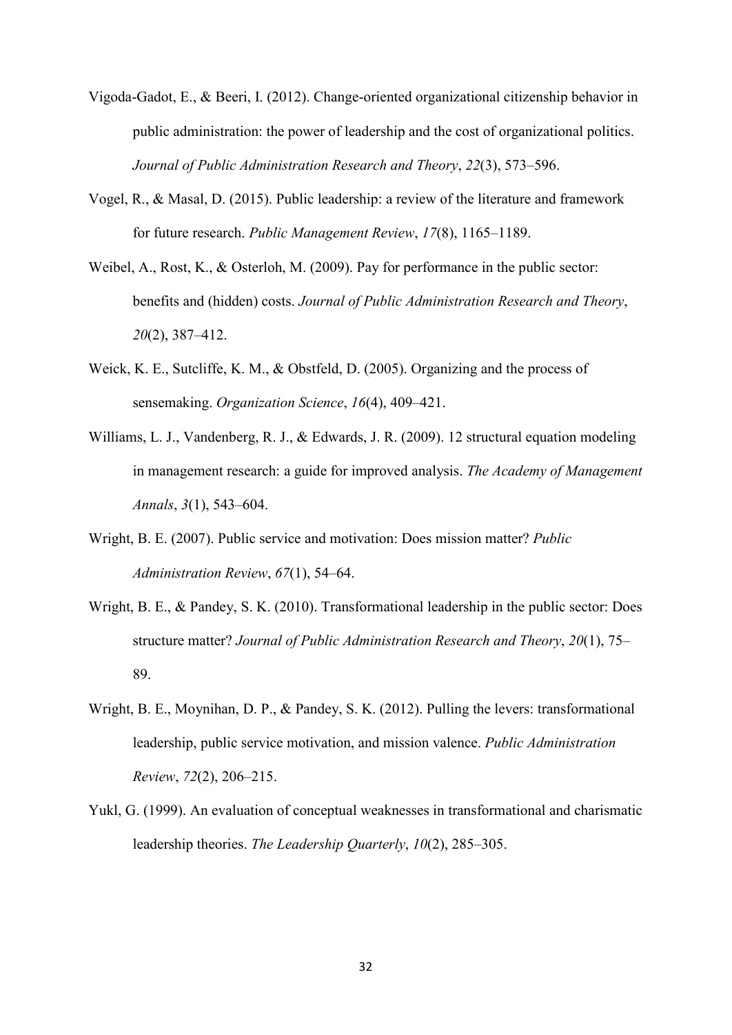Vigoda-Gadot, E., & Beeri, I. (2012). Change-oriented organizational citizenship behavior in public administration: the power of leadership and the cost of organizational politics. *Journal of Public Administration Research and Theory*, *22*(3), 573–596.

Vogel, R., & Masal, D. (2015). Public leadership: a review of the literature and framework for future research. *Public Management Review*, *17*(8), 1165–1189.

Weibel, A., Rost, K., & Osterloh, M. (2009). Pay for performance in the public sector: benefits and (hidden) costs. *Journal of Public Administration Research and Theory*, *20*(2), 387–412.

Weick, K. E., Sutcliffe, K. M., & Obstfeld, D. (2005). Organizing and the process of sensemaking. *Organization Science*, *16*(4), 409–421.

Williams, L. J., Vandenberg, R. J., & Edwards, J. R. (2009). 12 structural equation modeling in management research: a guide for improved analysis. *The Academy of Management Annals*, *3*(1), 543–604.

Wright, B. E. (2007). Public service and motivation: Does mission matter? *Public Administration Review*, *67*(1), 54–64.

Wright, B. E., & Pandey, S. K. (2010). Transformational leadership in the public sector: Does structure matter? *Journal of Public Administration Research and Theory*, *20*(1), 75–89.

Wright, B. E., Moynihan, D. P., & Pandey, S. K. (2012). Pulling the levers: transformational leadership, public service motivation, and mission valence. *Public Administration Review*, *72*(2), 206–215.

Yukl, G. (1999). An evaluation of conceptual weaknesses in transformational and charismatic leadership theories. *The Leadership Quarterly*, *10*(2), 285–305.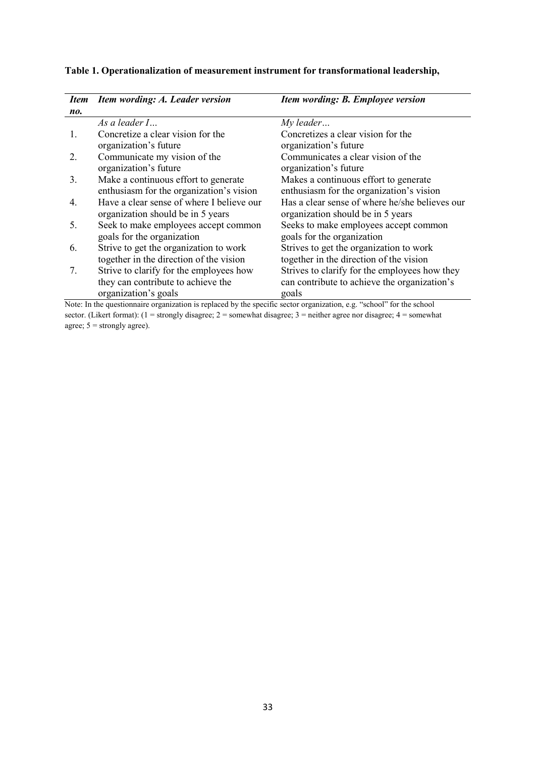**Table 1. Operationalization of measurement instrument for transformational leadership,**

| *Item no.* | *Item wording: A. Leader version* | *Item wording: B. Employee version* |
|---|---|---|
| | *As a leader I…* | *My leader…* |
| 1. | Concretize a clear vision for the organization's future | Concretizes a clear vision for the organization's future |
| 2. | Communicate my vision of the organization's future | Communicates a clear vision of the organization's future |
| 3. | Make a continuous effort to generate enthusiasm for the organization's vision | Makes a continuous effort to generate enthusiasm for the organization's vision |
| 4. | Have a clear sense of where I believe our organization should be in 5 years | Has a clear sense of where he/she believes our organization should be in 5 years |
| 5. | Seek to make employees accept common goals for the organization | Seeks to make employees accept common goals for the organization |
| 6. | Strive to get the organization to work together in the direction of the vision | Strives to get the organization to work together in the direction of the vision |
| 7. | Strive to clarify for the employees how they can contribute to achieve the organization's goals | Strives to clarify for the employees how they can contribute to achieve the organization's goals |

Note: In the questionnaire organization is replaced by the specific sector organization, e.g. "school" for the school sector. (Likert format): (1 = strongly disagree; 2 = somewhat disagree; 3 = neither agree nor disagree; 4 = somewhat agree; 5 = strongly agree).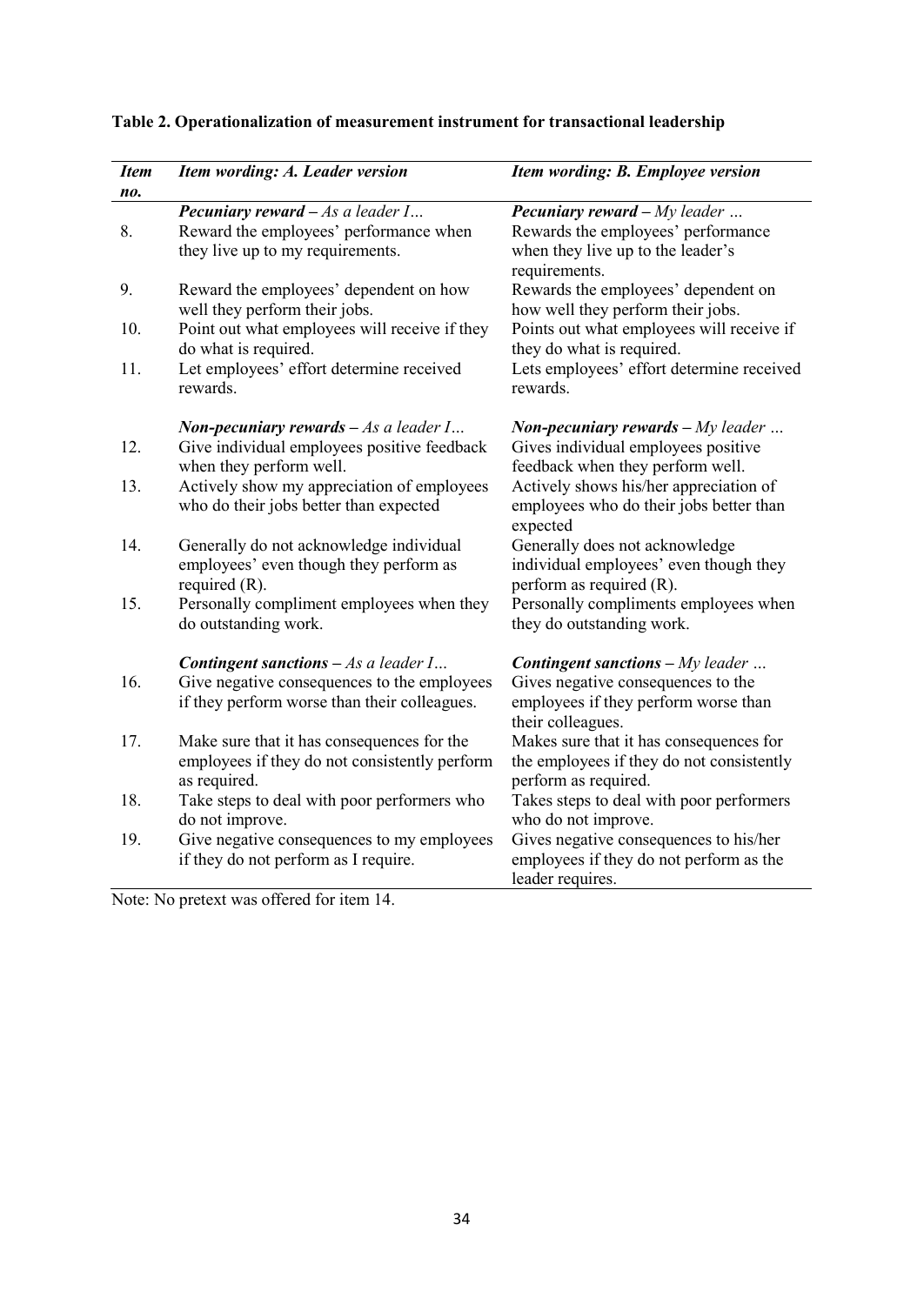**Table 2. Operationalization of measurement instrument for transactional leadership**

| *Item no.* | *Item wording: A. Leader version* | *Item wording: B. Employee version* |
|---|---|---|
| | ***Pecuniary reward** – As a leader I…* | ***Pecuniary reward** – My leader …* |
| 8. | Reward the employees' performance when they live up to my requirements. | Rewards the employees' performance when they live up to the leader's requirements. |
| 9. | Reward the employees' dependent on how well they perform their jobs. | Rewards the employees' dependent on how well they perform their jobs. |
| 10. | Point out what employees will receive if they do what is required. | Points out what employees will receive if they do what is required. |
| 11. | Let employees' effort determine received rewards. | Lets employees' effort determine received rewards. |
| | ***Non-pecuniary rewards** – As a leader I…* | ***Non-pecuniary rewards** – My leader …* |
| 12. | Give individual employees positive feedback when they perform well. | Gives individual employees positive feedback when they perform well. |
| 13. | Actively show my appreciation of employees who do their jobs better than expected | Actively shows his/her appreciation of employees who do their jobs better than expected |
| 14. | Generally do not acknowledge individual employees' even though they perform as required (R). | Generally does not acknowledge individual employees' even though they perform as required (R). |
| 15. | Personally compliment employees when they do outstanding work. | Personally compliments employees when they do outstanding work. |
| | ***Contingent sanctions** – As a leader I…* | ***Contingent sanctions** – My leader …* |
| 16. | Give negative consequences to the employees if they perform worse than their colleagues. | Gives negative consequences to the employees if they perform worse than their colleagues. |
| 17. | Make sure that it has consequences for the employees if they do not consistently perform as required. | Makes sure that it has consequences for the employees if they do not consistently perform as required. |
| 18. | Take steps to deal with poor performers who do not improve. | Takes steps to deal with poor performers who do not improve. |
| 19. | Give negative consequences to my employees if they do not perform as I require. | Gives negative consequences to his/her employees if they do not perform as the leader requires. |

Note: No pretext was offered for item 14.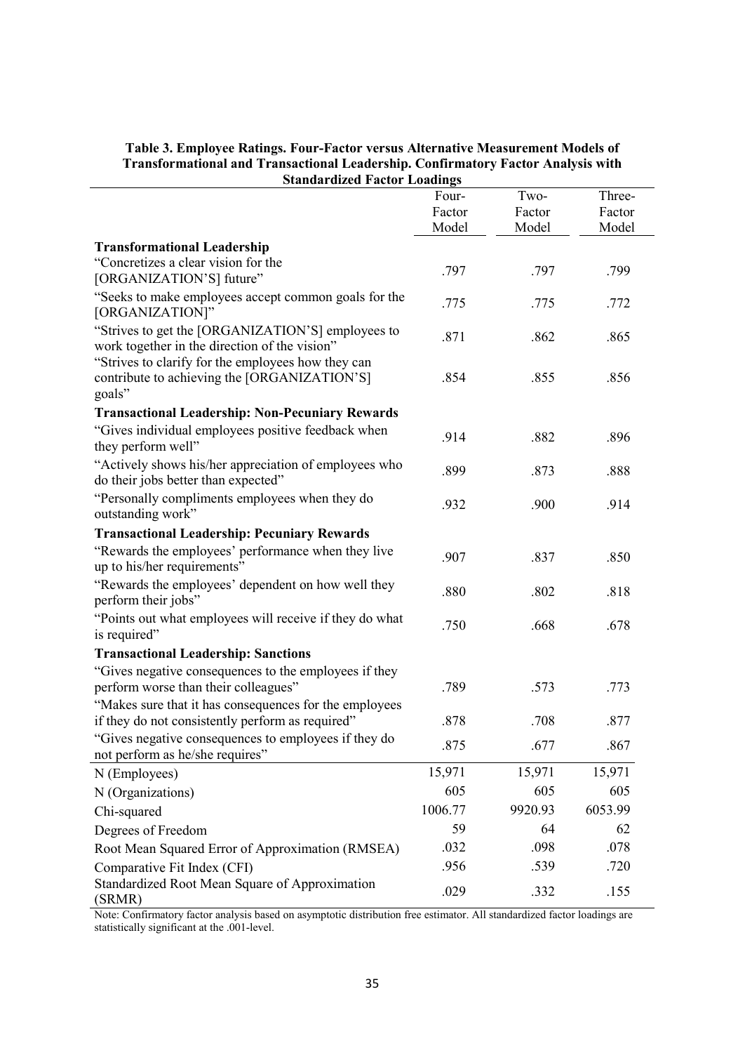**Table 3. Employee Ratings. Four-Factor versus Alternative Measurement Models of Transformational and Transactional Leadership. Confirmatory Factor Analysis with Standardized Factor Loadings**

| | Four-Factor Model | Two-Factor Model | Three-Factor Model |
|---|---|---|---|
| **Transformational Leadership** | | | |
| "Concretizes a clear vision for the [ORGANIZATION'S] future" | .797 | .797 | .799 |
| "Seeks to make employees accept common goals for the [ORGANIZATION]" | .775 | .775 | .772 |
| "Strives to get the [ORGANIZATION'S] employees to work together in the direction of the vision" | .871 | .862 | .865 |
| "Strives to clarify for the employees how they can contribute to achieving the [ORGANIZATION'S] goals" | .854 | .855 | .856 |
| **Transactional Leadership: Non-Pecuniary Rewards** | | | |
| "Gives individual employees positive feedback when they perform well" | .914 | .882 | .896 |
| "Actively shows his/her appreciation of employees who do their jobs better than expected" | .899 | .873 | .888 |
| "Personally compliments employees when they do outstanding work" | .932 | .900 | .914 |
| **Transactional Leadership: Pecuniary Rewards** | | | |
| "Rewards the employees' performance when they live up to his/her requirements" | .907 | .837 | .850 |
| "Rewards the employees' dependent on how well they perform their jobs" | .880 | .802 | .818 |
| "Points out what employees will receive if they do what is required" | .750 | .668 | .678 |
| **Transactional Leadership: Sanctions** | | | |
| "Gives negative consequences to the employees if they perform worse than their colleagues" | .789 | .573 | .773 |
| "Makes sure that it has consequences for the employees if they do not consistently perform as required" | .878 | .708 | .877 |
| "Gives negative consequences to employees if they do not perform as he/she requires" | .875 | .677 | .867 |
| N (Employees) | 15,971 | 15,971 | 15,971 |
| N (Organizations) | 605 | 605 | 605 |
| Chi-squared | 1006.77 | 9920.93 | 6053.99 |
| Degrees of Freedom | 59 | 64 | 62 |
| Root Mean Squared Error of Approximation (RMSEA) | .032 | .098 | .078 |
| Comparative Fit Index (CFI) | .956 | .539 | .720 |
| Standardized Root Mean Square of Approximation (SRMR) | .029 | .332 | .155 |

Note: Confirmatory factor analysis based on asymptotic distribution free estimator. All standardized factor loadings are statistically significant at the .001-level.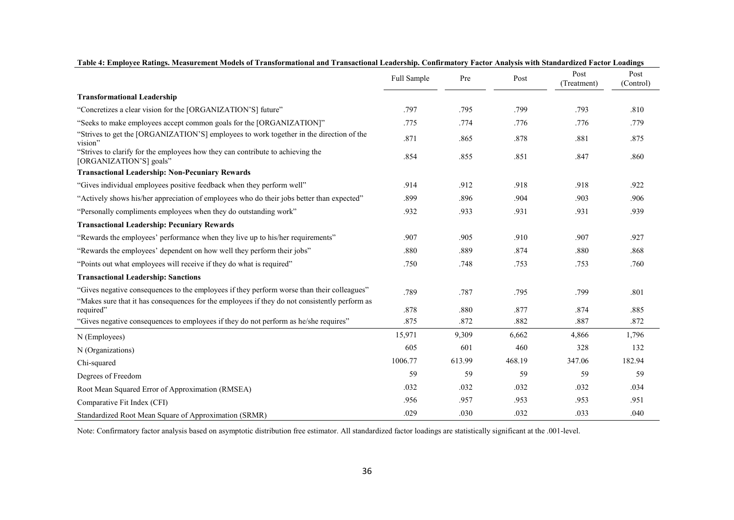**Table 4: Employee Ratings. Measurement Models of Transformational and Transactional Leadership. Confirmatory Factor Analysis with Standardized Factor Loadings**

| | Full Sample | Pre | Post | Post (Treatment) | Post (Control) |
|---|---|---|---|---|---|
| **Transformational Leadership** | | | | | |
| "Concretizes a clear vision for the [ORGANIZATION'S] future" | .797 | .795 | .799 | .793 | .810 |
| "Seeks to make employees accept common goals for the [ORGANIZATION]" | .775 | .774 | .776 | .776 | .779 |
| "Strives to get the [ORGANIZATION'S] employees to work together in the direction of the vision" | .871 | .865 | .878 | .881 | .875 |
| "Strives to clarify for the employees how they can contribute to achieving the [ORGANIZATION'S] goals" | .854 | .855 | .851 | .847 | .860 |
| **Transactional Leadership: Non-Pecuniary Rewards** | | | | | |
| "Gives individual employees positive feedback when they perform well" | .914 | .912 | .918 | .918 | .922 |
| "Actively shows his/her appreciation of employees who do their jobs better than expected" | .899 | .896 | .904 | .903 | .906 |
| "Personally compliments employees when they do outstanding work" | .932 | .933 | .931 | .931 | .939 |
| **Transactional Leadership: Pecuniary Rewards** | | | | | |
| "Rewards the employees' performance when they live up to his/her requirements" | .907 | .905 | .910 | .907 | .927 |
| "Rewards the employees' dependent on how well they perform their jobs" | .880 | .889 | .874 | .880 | .868 |
| "Points out what employees will receive if they do what is required" | .750 | .748 | .753 | .753 | .760 |
| **Transactional Leadership: Sanctions** | | | | | |
| "Gives negative consequences to the employees if they perform worse than their colleagues" | .789 | .787 | .795 | .799 | .801 |
| "Makes sure that it has consequences for the employees if they do not consistently perform as required" | .878 | .880 | .877 | .874 | .885 |
| "Gives negative consequences to employees if they do not perform as he/she requires" | .875 | .872 | .882 | .887 | .872 |
| N (Employees) | 15,971 | 9,309 | 6,662 | 4,866 | 1,796 |
| N (Organizations) | 605 | 601 | 460 | 328 | 132 |
| Chi-squared | 1006.77 | 613.99 | 468.19 | 347.06 | 182.94 |
| Degrees of Freedom | 59 | 59 | 59 | 59 | 59 |
| Root Mean Squared Error of Approximation (RMSEA) | .032 | .032 | .032 | .032 | .034 |
| Comparative Fit Index (CFI) | .956 | .957 | .953 | .953 | .951 |
| Standardized Root Mean Square of Approximation (SRMR) | .029 | .030 | .032 | .033 | .040 |

Note: Confirmatory factor analysis based on asymptotic distribution free estimator. All standardized factor loadings are statistically significant at the .001-level.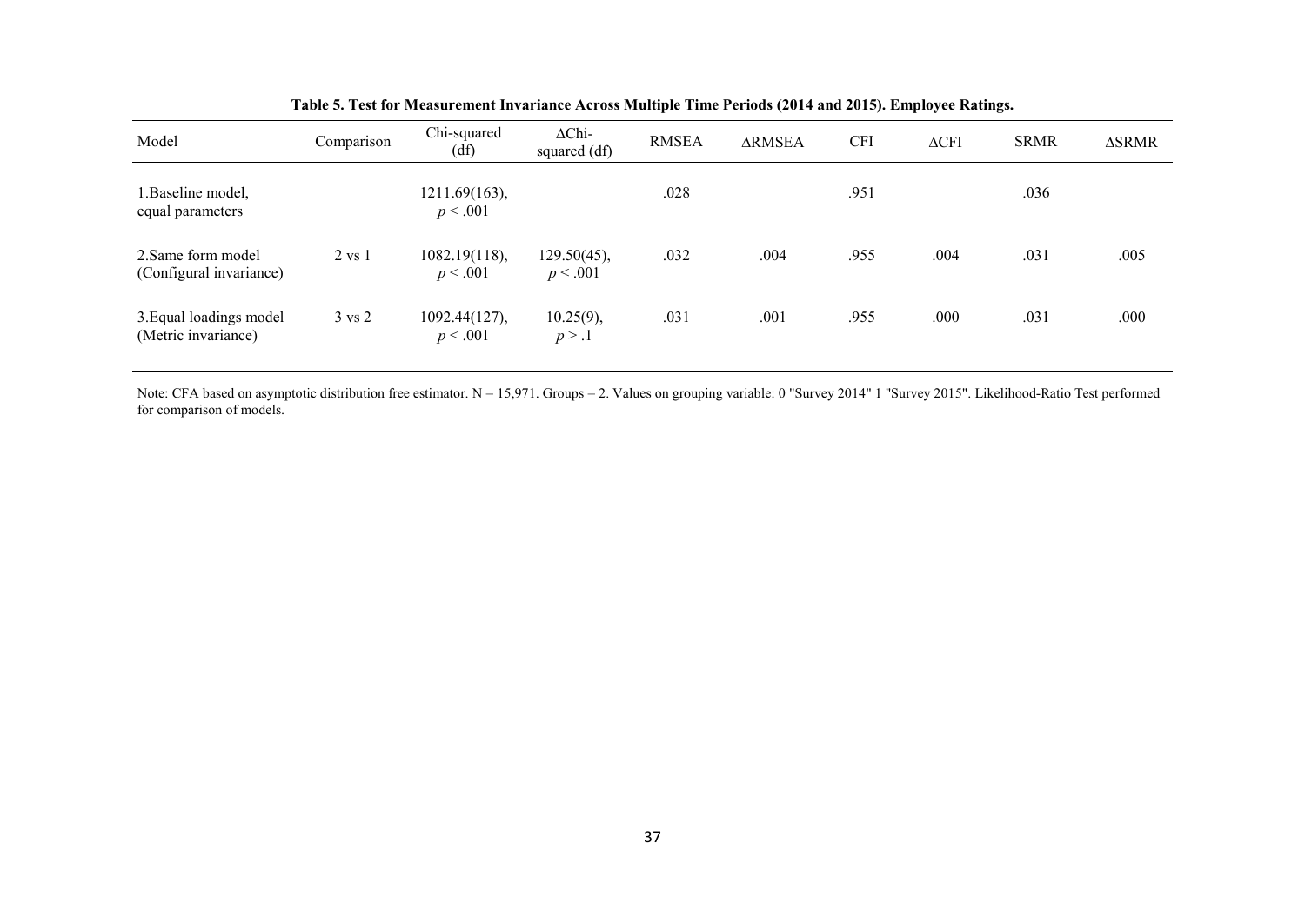**Table 5. Test for Measurement Invariance Across Multiple Time Periods (2014 and 2015). Employee Ratings.**

| Model | Comparison | Chi-squared (df) | ΔChi-squared (df) | RMSEA | ΔRMSEA | CFI | ΔCFI | SRMR | ΔSRMR |
|---|---|---|---|---|---|---|---|---|---|
| 1.Baseline model, equal parameters | | 1211.69(163), $p < .001$ | | .028 | | .951 | | .036 | |
| 2.Same form model (Configural invariance) | 2 vs 1 | 1082.19(118), $p < .001$ | 129.50(45), $p < .001$ | .032 | .004 | .955 | .004 | .031 | .005 |
| 3.Equal loadings model (Metric invariance) | 3 vs 2 | 1092.44(127), $p < .001$ | 10.25(9), $p > .1$ | .031 | .001 | .955 | .000 | .031 | .000 |

Note: CFA based on asymptotic distribution free estimator. N = 15,971. Groups = 2. Values on grouping variable: 0 "Survey 2014" 1 "Survey 2015". Likelihood-Ratio Test performed for comparison of models.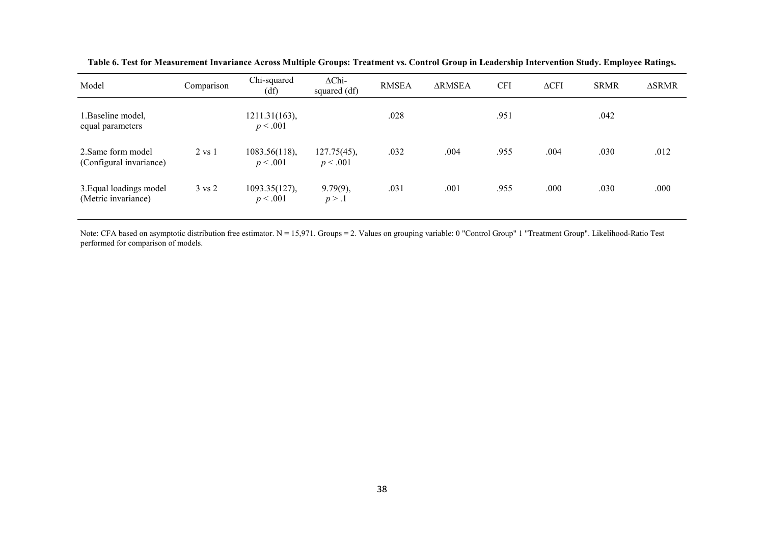**Table 6. Test for Measurement Invariance Across Multiple Groups: Treatment vs. Control Group in Leadership Intervention Study. Employee Ratings.**

| Model | Comparison | Chi-squared (df) | ΔChi-squared (df) | RMSEA | ΔRMSEA | CFI | ΔCFI | SRMR | ΔSRMR |
|---|---|---|---|---|---|---|---|---|---|
| 1.Baseline model, equal parameters | | 1211.31(163), $p < .001$ | | .028 | | .951 | | .042 | |
| 2.Same form model (Configural invariance) | 2 vs 1 | 1083.56(118), $p < .001$ | 127.75(45), $p < .001$ | .032 | .004 | .955 | .004 | .030 | .012 |
| 3.Equal loadings model (Metric invariance) | 3 vs 2 | 1093.35(127), $p < .001$ | 9.79(9), $p > .1$ | .031 | .001 | .955 | .000 | .030 | .000 |

Note: CFA based on asymptotic distribution free estimator. N = 15,971. Groups = 2. Values on grouping variable: 0 "Control Group" 1 "Treatment Group". Likelihood-Ratio Test performed for comparison of models.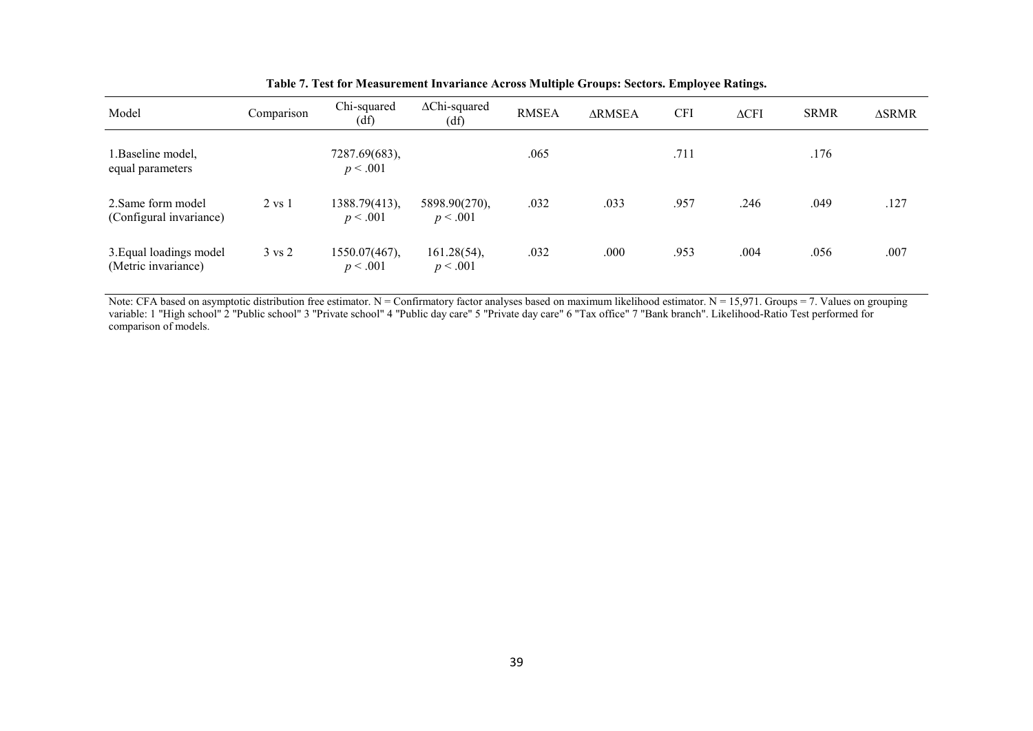**Table 7. Test for Measurement Invariance Across Multiple Groups: Sectors. Employee Ratings.**

| Model | Comparison | Chi-squared (df) | ΔChi-squared (df) | RMSEA | ΔRMSEA | CFI | ΔCFI | SRMR | ΔSRMR |
|---|---|---|---|---|---|---|---|---|---|
| 1.Baseline model, equal parameters | | 7287.69(683), $p < .001$ | | .065 | | .711 | | .176 | |
| 2.Same form model (Configural invariance) | 2 vs 1 | 1388.79(413), $p < .001$ | 5898.90(270), $p < .001$ | .032 | .033 | .957 | .246 | .049 | .127 |
| 3.Equal loadings model (Metric invariance) | 3 vs 2 | 1550.07(467), $p < .001$ | 161.28(54), $p < .001$ | .032 | .000 | .953 | .004 | .056 | .007 |

Note: CFA based on asymptotic distribution free estimator. N = Confirmatory factor analyses based on maximum likelihood estimator. N = 15,971. Groups = 7. Values on grouping variable: 1 "High school" 2 "Public school" 3 "Private school" 4 "Public day care" 5 "Private day care" 6 "Tax office" 7 "Bank branch". Likelihood-Ratio Test performed for comparison of models.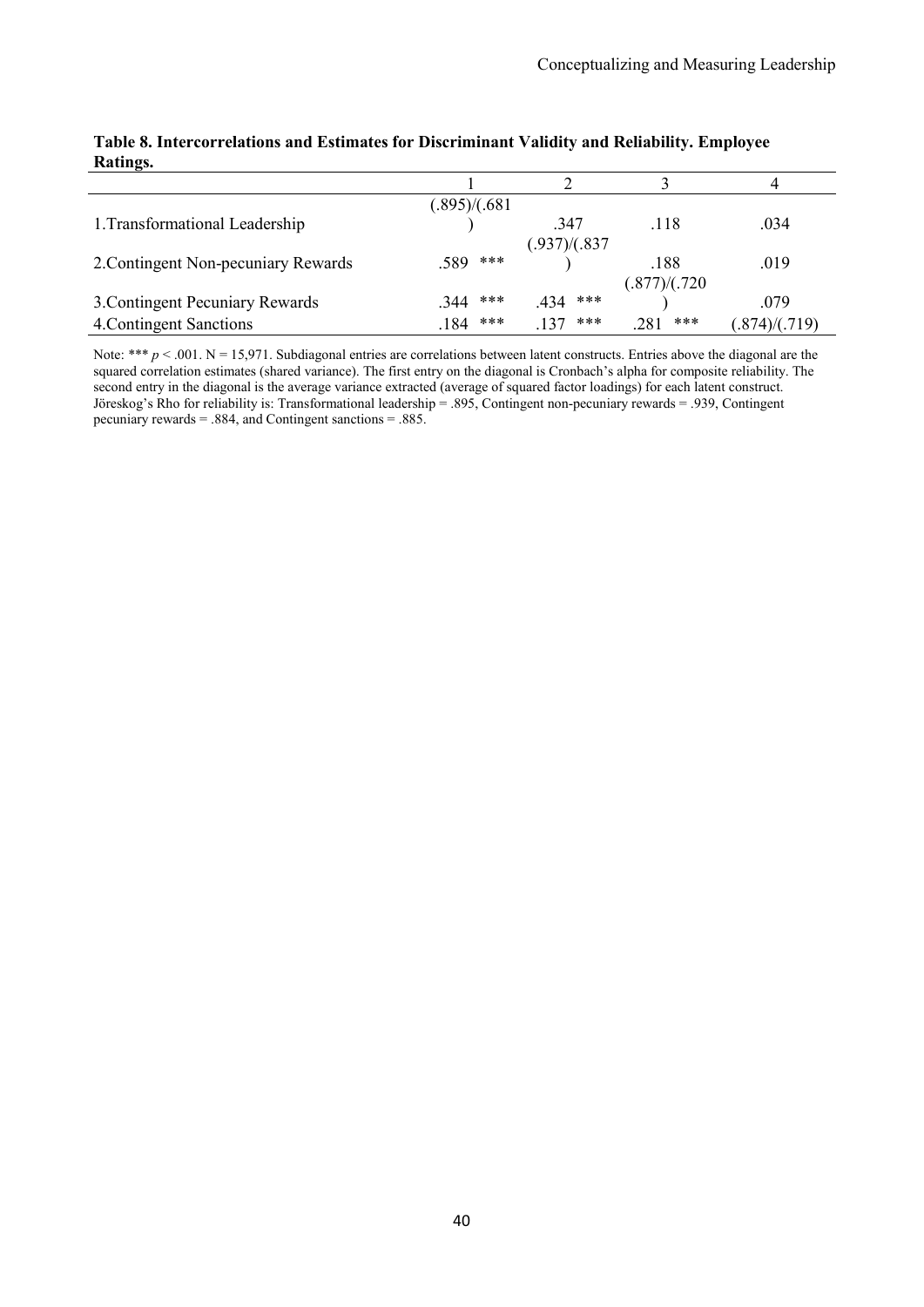**Table 8. Intercorrelations and Estimates for Discriminant Validity and Reliability. Employee Ratings.**

| | 1 | 2 | 3 | 4 |
|---|---|---|---|---|
| 1.Transformational Leadership | (.895)/(.681) | .347 | .118 | .034 |
| 2.Contingent Non-pecuniary Rewards | .589 *** | (.937)/(.837) | .188 | .019 |
| 3.Contingent Pecuniary Rewards | .344 *** | .434 *** | (.877)/(.720) | .079 |
| 4.Contingent Sanctions | .184 *** | .137 *** | .281 *** | (.874)/(.719) |

Note: *** $p < .001$. N = 15,971. Subdiagonal entries are correlations between latent constructs. Entries above the diagonal are the squared correlation estimates (shared variance). The first entry on the diagonal is Cronbach's alpha for composite reliability. The second entry in the diagonal is the average variance extracted (average of squared factor loadings) for each latent construct. Jöreskog's Rho for reliability is: Transformational leadership = .895, Contingent non-pecuniary rewards = .939, Contingent pecuniary rewards = .884, and Contingent sanctions = .885.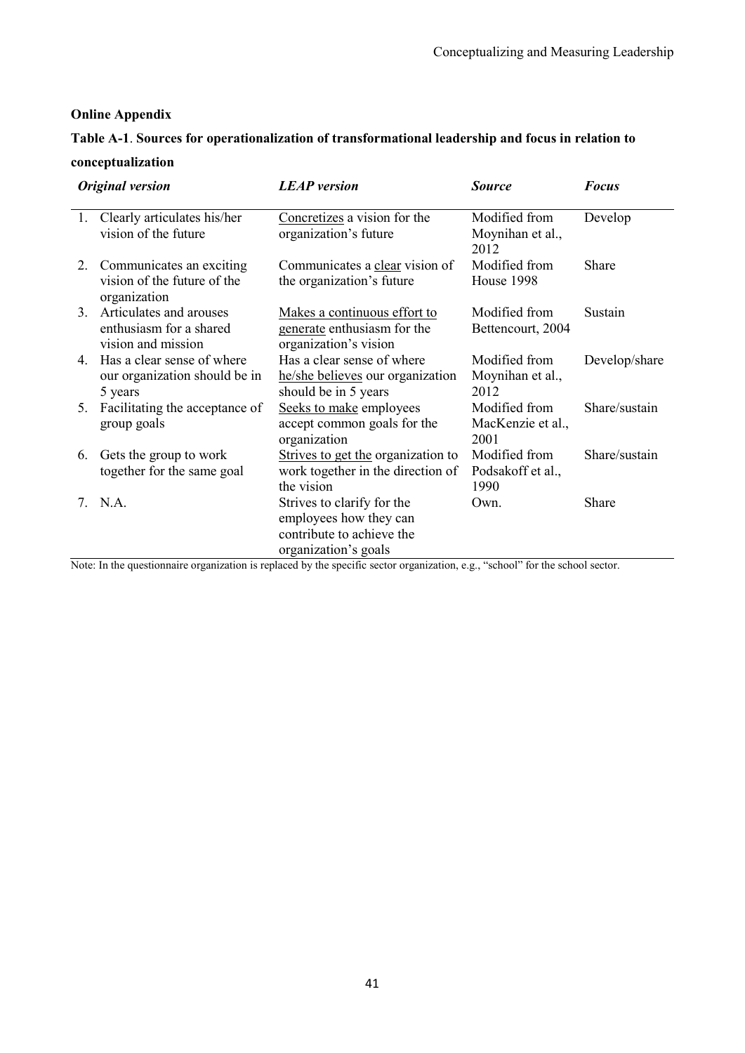**Online Appendix**

**Table A-1**. **Sources for operationalization of transformational leadership and focus in relation to conceptualization**

| | *Original version* | *LEAP version* | *Source* | *Focus* |
|---|---|---|---|---|
| 1. | Clearly articulates his/her vision of the future | <u>Concretizes</u> a vision for the organization's future | Modified from Moynihan et al., 2012 | Develop |
| 2. | Communicates an exciting vision of the future of the organization | Communicates a <u>clear</u> vision of the organization's future | Modified from House 1998 | Share |
| 3. | Articulates and arouses enthusiasm for a shared vision and mission | <u>Makes a continuous effort to generate</u> enthusiasm for the organization's vision | Modified from Bettencourt, 2004 | Sustain |
| 4. | Has a clear sense of where our organization should be in 5 years | Has a clear sense of where <u>he/she believes</u> our organization should be in 5 years | Modified from Moynihan et al., 2012 | Develop/share |
| 5. | Facilitating the acceptance of group goals | <u>Seeks to make</u> employees accept common goals for the organization | Modified from MacKenzie et al., 2001 | Share/sustain |
| 6. | Gets the group to work together for the same goal | <u>Strives to get the</u> organization to work together in the direction of the vision | Modified from Podsakoff et al., 1990 | Share/sustain |
| 7. | N.A. | Strives to clarify for the employees how they can contribute to achieve the organization's goals | Own. | Share |

Note: In the questionnaire organization is replaced by the specific sector organization, e.g., "school" for the school sector.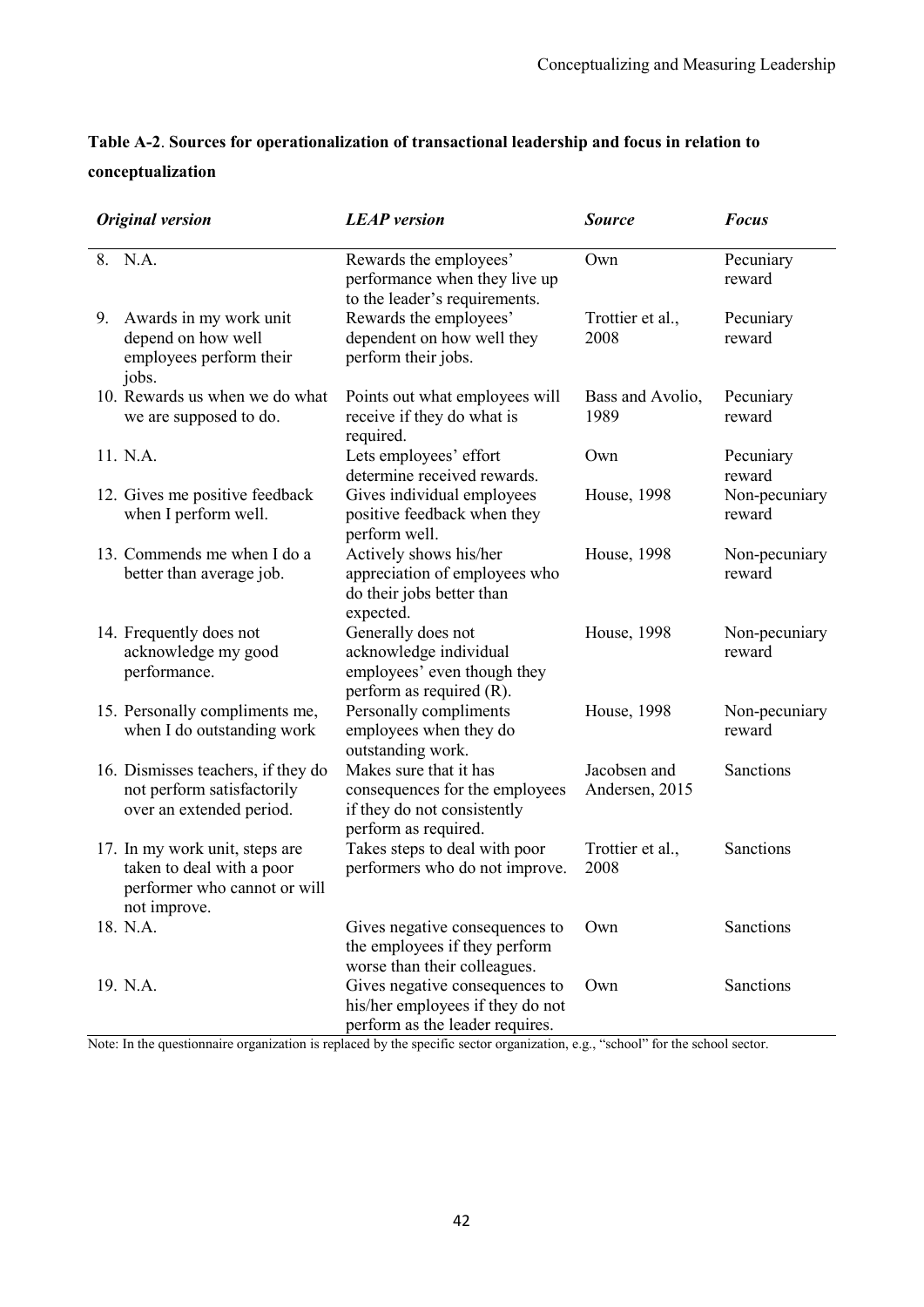**Table A-2**. **Sources for operationalization of transactional leadership and focus in relation to conceptualization**

| *Original version* | *LEAP version* | *Source* | *Focus* |
|---|---|---|---|
| 8. N.A. | Rewards the employees' performance when they live up to the leader's requirements. | Own | Pecuniary reward |
| 9. Awards in my work unit depend on how well employees perform their jobs. | Rewards the employees' dependent on how well they perform their jobs. | Trottier et al., 2008 | Pecuniary reward |
| 10. Rewards us when we do what we are supposed to do. | Points out what employees will receive if they do what is required. | Bass and Avolio, 1989 | Pecuniary reward |
| 11. N.A. | Lets employees' effort determine received rewards. | Own | Pecuniary reward |
| 12. Gives me positive feedback when I perform well. | Gives individual employees positive feedback when they perform well. | House, 1998 | Non-pecuniary reward |
| 13. Commends me when I do a better than average job. | Actively shows his/her appreciation of employees who do their jobs better than expected. | House, 1998 | Non-pecuniary reward |
| 14. Frequently does not acknowledge my good performance. | Generally does not acknowledge individual employees' even though they perform as required (R). | House, 1998 | Non-pecuniary reward |
| 15. Personally compliments me, when I do outstanding work | Personally compliments employees when they do outstanding work. | House, 1998 | Non-pecuniary reward |
| 16. Dismisses teachers, if they do not perform satisfactorily over an extended period. | Makes sure that it has consequences for the employees if they do not consistently perform as required. | Jacobsen and Andersen, 2015 | Sanctions |
| 17. In my work unit, steps are taken to deal with a poor performer who cannot or will not improve. | Takes steps to deal with poor performers who do not improve. | Trottier et al., 2008 | Sanctions |
| 18. N.A. | Gives negative consequences to the employees if they perform worse than their colleagues. | Own | Sanctions |
| 19. N.A. | Gives negative consequences to his/her employees if they do not perform as the leader requires. | Own | Sanctions |

Note: In the questionnaire organization is replaced by the specific sector organization, e.g., "school" for the school sector.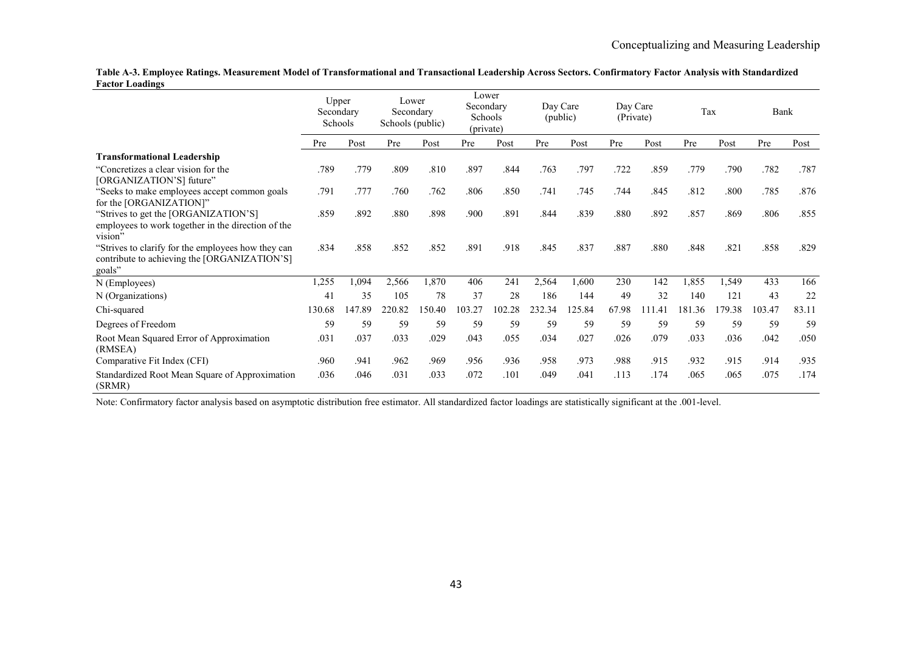**Table A-3. Employee Ratings. Measurement Model of Transformational and Transactional Leadership Across Sectors. Confirmatory Factor Analysis with Standardized Factor Loadings**

| | Upper Secondary Schools | | Lower Secondary Schools (public) | | Lower Secondary Schools (private) | | Day Care (public) | | Day Care (Private) | | Tax | | Bank | |
|---|---|---|---|---|---|---|---|---|---|---|---|---|---|---|
| | Pre | Post | Pre | Post | Pre | Post | Pre | Post | Pre | Post | Pre | Post | Pre | Post |
| **Transformational Leadership** | | | | | | | | | | | | | | |
| "Concretizes a clear vision for the [ORGANIZATION'S] future" | .789 | .779 | .809 | .810 | .897 | .844 | .763 | .797 | .722 | .859 | .779 | .790 | .782 | .787 |
| "Seeks to make employees accept common goals for the [ORGANIZATION]" | .791 | .777 | .760 | .762 | .806 | .850 | .741 | .745 | .744 | .845 | .812 | .800 | .785 | .876 |
| "Strives to get the [ORGANIZATION'S] employees to work together in the direction of the vision" | .859 | .892 | .880 | .898 | .900 | .891 | .844 | .839 | .880 | .892 | .857 | .869 | .806 | .855 |
| "Strives to clarify for the employees how they can contribute to achieving the [ORGANIZATION'S] goals" | .834 | .858 | .852 | .852 | .891 | .918 | .845 | .837 | .887 | .880 | .848 | .821 | .858 | .829 |
| N (Employees) | 1,255 | 1,094 | 2,566 | 1,870 | 406 | 241 | 2,564 | 1,600 | 230 | 142 | 1,855 | 1,549 | 433 | 166 |
| N (Organizations) | 41 | 35 | 105 | 78 | 37 | 28 | 186 | 144 | 49 | 32 | 140 | 121 | 43 | 22 |
| Chi-squared | 130.68 | 147.89 | 220.82 | 150.40 | 103.27 | 102.28 | 232.34 | 125.84 | 67.98 | 111.41 | 181.36 | 179.38 | 103.47 | 83.11 |
| Degrees of Freedom | 59 | 59 | 59 | 59 | 59 | 59 | 59 | 59 | 59 | 59 | 59 | 59 | 59 | 59 |
| Root Mean Squared Error of Approximation (RMSEA) | .031 | .037 | .033 | .029 | .043 | .055 | .034 | .027 | .026 | .079 | .033 | .036 | .042 | .050 |
| Comparative Fit Index (CFI) | .960 | .941 | .962 | .969 | .956 | .936 | .958 | .973 | .988 | .915 | .932 | .915 | .914 | .935 |
| Standardized Root Mean Square of Approximation (SRMR) | .036 | .046 | .031 | .033 | .072 | .101 | .049 | .041 | .113 | .174 | .065 | .065 | .075 | .174 |

Note: Confirmatory factor analysis based on asymptotic distribution free estimator. All standardized factor loadings are statistically significant at the .001-level.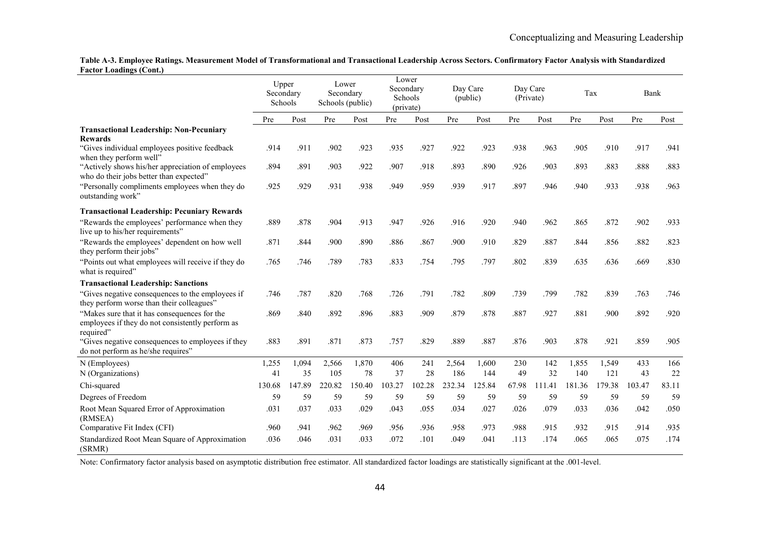**Table A-3. Employee Ratings. Measurement Model of Transformational and Transactional Leadership Across Sectors. Confirmatory Factor Analysis with Standardized Factor Loadings (Cont.)**

| | Upper Secondary Schools | | Lower Secondary Schools (public) | | Lower Secondary Schools (private) | | Day Care (public) | | Day Care (Private) | | Tax | | Bank | |
|---|---|---|---|---|---|---|---|---|---|---|---|---|---|---|
| | Pre | Post | Pre | Post | Pre | Post | Pre | Post | Pre | Post | Pre | Post | Pre | Post |
| **Transactional Leadership: Non-Pecuniary Rewards** | | | | | | | | | | | | | | |
| "Gives individual employees positive feedback when they perform well" | .914 | .911 | .902 | .923 | .935 | .927 | .922 | .923 | .938 | .963 | .905 | .910 | .917 | .941 |
| "Actively shows his/her appreciation of employees who do their jobs better than expected" | .894 | .891 | .903 | .922 | .907 | .918 | .893 | .890 | .926 | .903 | .893 | .883 | .888 | .883 |
| "Personally compliments employees when they do outstanding work" | .925 | .929 | .931 | .938 | .949 | .959 | .939 | .917 | .897 | .946 | .940 | .933 | .938 | .963 |
| **Transactional Leadership: Pecuniary Rewards** | | | | | | | | | | | | | | |
| "Rewards the employees' performance when they live up to his/her requirements" | .889 | .878 | .904 | .913 | .947 | .926 | .916 | .920 | .940 | .962 | .865 | .872 | .902 | .933 |
| "Rewards the employees' dependent on how well they perform their jobs" | .871 | .844 | .900 | .890 | .886 | .867 | .900 | .910 | .829 | .887 | .844 | .856 | .882 | .823 |
| "Points out what employees will receive if they do what is required" | .765 | .746 | .789 | .783 | .833 | .754 | .795 | .797 | .802 | .839 | .635 | .636 | .669 | .830 |
| **Transactional Leadership: Sanctions** | | | | | | | | | | | | | | |
| "Gives negative consequences to the employees if they perform worse than their colleagues" | .746 | .787 | .820 | .768 | .726 | .791 | .782 | .809 | .739 | .799 | .782 | .839 | .763 | .746 |
| "Makes sure that it has consequences for the employees if they do not consistently perform as required" | .869 | .840 | .892 | .896 | .883 | .909 | .879 | .878 | .887 | .927 | .881 | .900 | .892 | .920 |
| "Gives negative consequences to employees if they do not perform as he/she requires" | .883 | .891 | .871 | .873 | .757 | .829 | .889 | .887 | .876 | .903 | .878 | .921 | .859 | .905 |
| N (Employees) | 1,255 | 1,094 | 2,566 | 1,870 | 406 | 241 | 2,564 | 1,600 | 230 | 142 | 1,855 | 1,549 | 433 | 166 |
| N (Organizations) | 41 | 35 | 105 | 78 | 37 | 28 | 186 | 144 | 49 | 32 | 140 | 121 | 43 | 22 |
| Chi-squared | 130.68 | 147.89 | 220.82 | 150.40 | 103.27 | 102.28 | 232.34 | 125.84 | 67.98 | 111.41 | 181.36 | 179.38 | 103.47 | 83.11 |
| Degrees of Freedom | 59 | 59 | 59 | 59 | 59 | 59 | 59 | 59 | 59 | 59 | 59 | 59 | 59 | 59 |
| Root Mean Squared Error of Approximation (RMSEA) | .031 | .037 | .033 | .029 | .043 | .055 | .034 | .027 | .026 | .079 | .033 | .036 | .042 | .050 |
| Comparative Fit Index (CFI) | .960 | .941 | .962 | .969 | .956 | .936 | .958 | .973 | .988 | .915 | .932 | .915 | .914 | .935 |
| Standardized Root Mean Square of Approximation (SRMR) | .036 | .046 | .031 | .033 | .072 | .101 | .049 | .041 | .113 | .174 | .065 | .065 | .075 | .174 |

Note: Confirmatory factor analysis based on asymptotic distribution free estimator. All standardized factor loadings are statistically significant at the .001-level.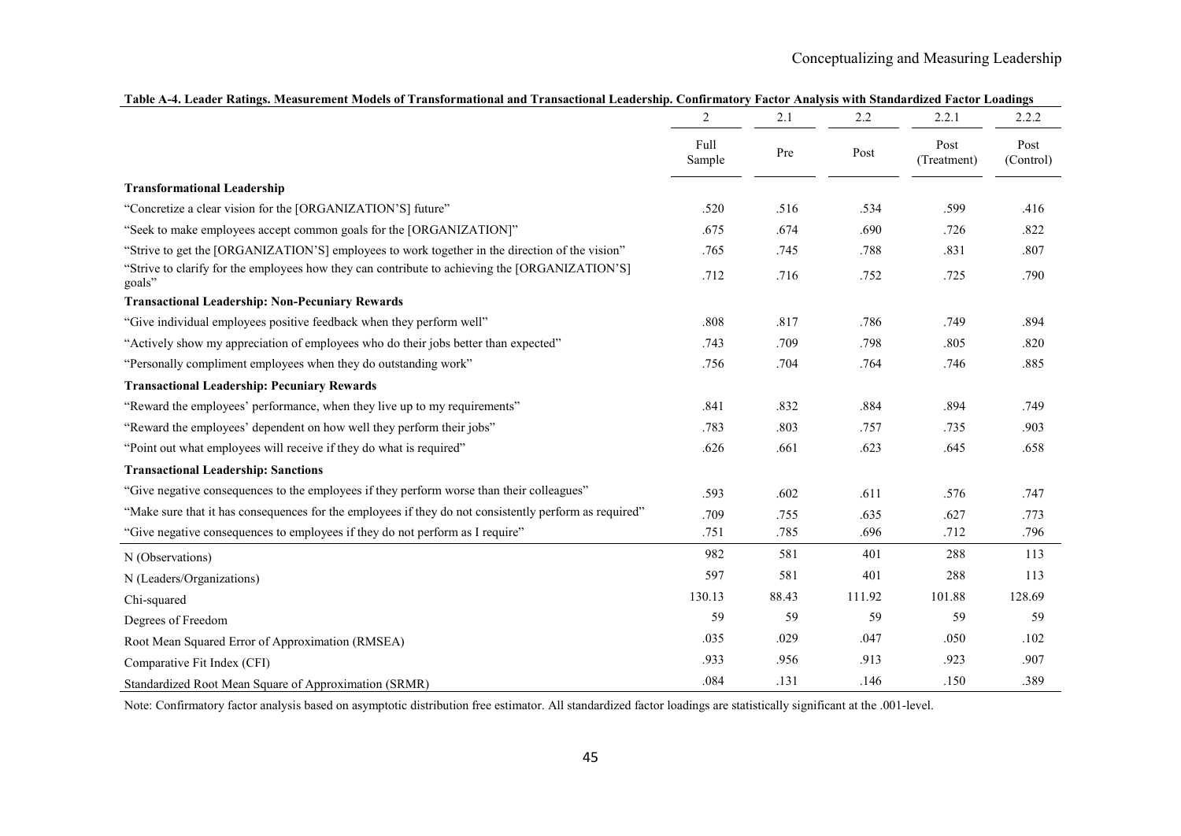**Table A-4. Leader Ratings. Measurement Models of Transformational and Transactional Leadership. Confirmatory Factor Analysis with Standardized Factor Loadings**

| | 2 | 2.1 | 2.2 | 2.2.1 | 2.2.2 |
|---|---|---|---|---|---|
| | Full Sample | Pre | Post | Post (Treatment) | Post (Control) |
| **Transformational Leadership** | | | | | |
| "Concretize a clear vision for the [ORGANIZATION'S] future" | .520 | .516 | .534 | .599 | .416 |
| "Seek to make employees accept common goals for the [ORGANIZATION]" | .675 | .674 | .690 | .726 | .822 |
| "Strive to get the [ORGANIZATION'S] employees to work together in the direction of the vision" | .765 | .745 | .788 | .831 | .807 |
| "Strive to clarify for the employees how they can contribute to achieving the [ORGANIZATION'S] goals" | .712 | .716 | .752 | .725 | .790 |
| **Transactional Leadership: Non-Pecuniary Rewards** | | | | | |
| "Give individual employees positive feedback when they perform well" | .808 | .817 | .786 | .749 | .894 |
| "Actively show my appreciation of employees who do their jobs better than expected" | .743 | .709 | .798 | .805 | .820 |
| "Personally compliment employees when they do outstanding work" | .756 | .704 | .764 | .746 | .885 |
| **Transactional Leadership: Pecuniary Rewards** | | | | | |
| "Reward the employees' performance, when they live up to my requirements" | .841 | .832 | .884 | .894 | .749 |
| "Reward the employees' dependent on how well they perform their jobs" | .783 | .803 | .757 | .735 | .903 |
| "Point out what employees will receive if they do what is required" | .626 | .661 | .623 | .645 | .658 |
| **Transactional Leadership: Sanctions** | | | | | |
| "Give negative consequences to the employees if they perform worse than their colleagues" | .593 | .602 | .611 | .576 | .747 |
| "Make sure that it has consequences for the employees if they do not consistently perform as required" | .709 | .755 | .635 | .627 | .773 |
| "Give negative consequences to employees if they do not perform as I require" | .751 | .785 | .696 | .712 | .796 |
| N (Observations) | 982 | 581 | 401 | 288 | 113 |
| N (Leaders/Organizations) | 597 | 581 | 401 | 288 | 113 |
| Chi-squared | 130.13 | 88.43 | 111.92 | 101.88 | 128.69 |
| Degrees of Freedom | 59 | 59 | 59 | 59 | 59 |
| Root Mean Squared Error of Approximation (RMSEA) | .035 | .029 | .047 | .050 | .102 |
| Comparative Fit Index (CFI) | .933 | .956 | .913 | .923 | .907 |
| Standardized Root Mean Square of Approximation (SRMR) | .084 | .131 | .146 | .150 | .389 |

Note: Confirmatory factor analysis based on asymptotic distribution free estimator. All standardized factor loadings are statistically significant at the .001-level.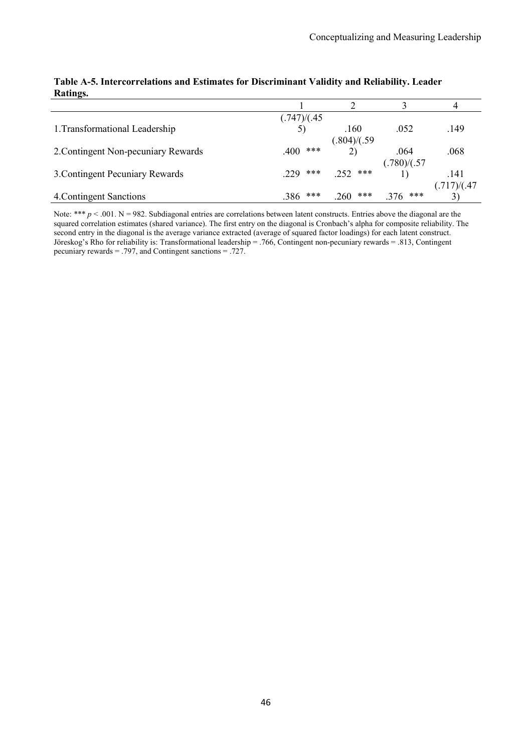**Table A-5. Intercorrelations and Estimates for Discriminant Validity and Reliability. Leader Ratings.**

| | 1 | 2 | 3 | 4 |
|---|---|---|---|---|
| 1.Transformational Leadership | (.747)/(.455) | .160 | .052 | .149 |
| 2.Contingent Non-pecuniary Rewards | .400 *** | (.804)/(.592) | .064 | .068 |
| 3.Contingent Pecuniary Rewards | .229 *** | .252 *** | (.780)/(.571) | .141 |
| 4.Contingent Sanctions | .386 *** | .260 *** | .376 *** | (.717)/(.473) |

Note: *** $p < .001$. N = 982. Subdiagonal entries are correlations between latent constructs. Entries above the diagonal are the squared correlation estimates (shared variance). The first entry on the diagonal is Cronbach's alpha for composite reliability. The second entry in the diagonal is the average variance extracted (average of squared factor loadings) for each latent construct. Jöreskog's Rho for reliability is: Transformational leadership = .766, Contingent non-pecuniary rewards = .813, Contingent pecuniary rewards = .797, and Contingent sanctions = .727.